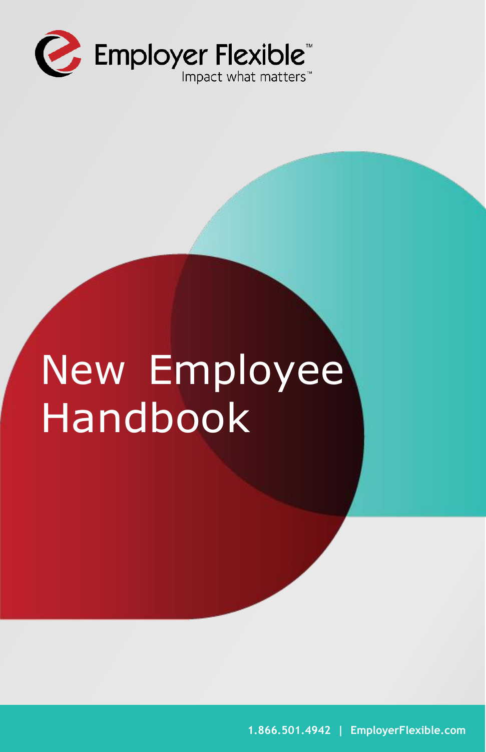Employer Flexible™

Impact what matters™

# New Employee Handbook

1.866.501.4942 | EmployerFlexible.com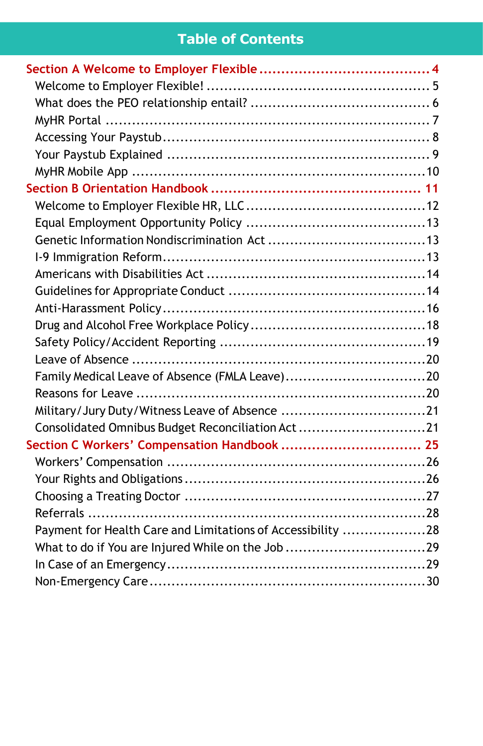# Table of Contents

**Section A Welcome to Employer Flexible ........ 4**

- Welcome to Employer Flexible! ........ 5
- What does the PEO relationship entail? ........ 6
- MyHR Portal ........ 7
- Accessing Your Paystub ........ 8
- Your Paystub Explained ........ 9
- MyHR Mobile App ........ 10

**Section B Orientation Handbook ........ 11**

- Welcome to Employer Flexible HR, LLC ........ 12
- Equal Employment Opportunity Policy ........ 13
- Genetic Information Nondiscrimination Act ........ 13
- I-9 Immigration Reform ........ 13
- Americans with Disabilities Act ........ 14
- Guidelines for Appropriate Conduct ........ 14
- Anti-Harassment Policy ........ 16
- Drug and Alcohol Free Workplace Policy ........ 18
- Safety Policy/Accident Reporting ........ 19
- Leave of Absence ........ 20
- Family Medical Leave of Absence (FMLA Leave) ........ 20
- Reasons for Leave ........ 20
- Military/Jury Duty/Witness Leave of Absence ........ 21
- Consolidated Omnibus Budget Reconciliation Act ........ 21

**Section C Workers' Compensation Handbook ........ 25**

- Workers' Compensation ........ 26
- Your Rights and Obligations ........ 26
- Choosing a Treating Doctor ........ 27
- Referrals ........ 28
- Payment for Health Care and Limitations of Accessibility ........ 28
- What to do if You are Injured While on the Job ........ 29
- In Case of an Emergency ........ 29
- Non-Emergency Care ........ 30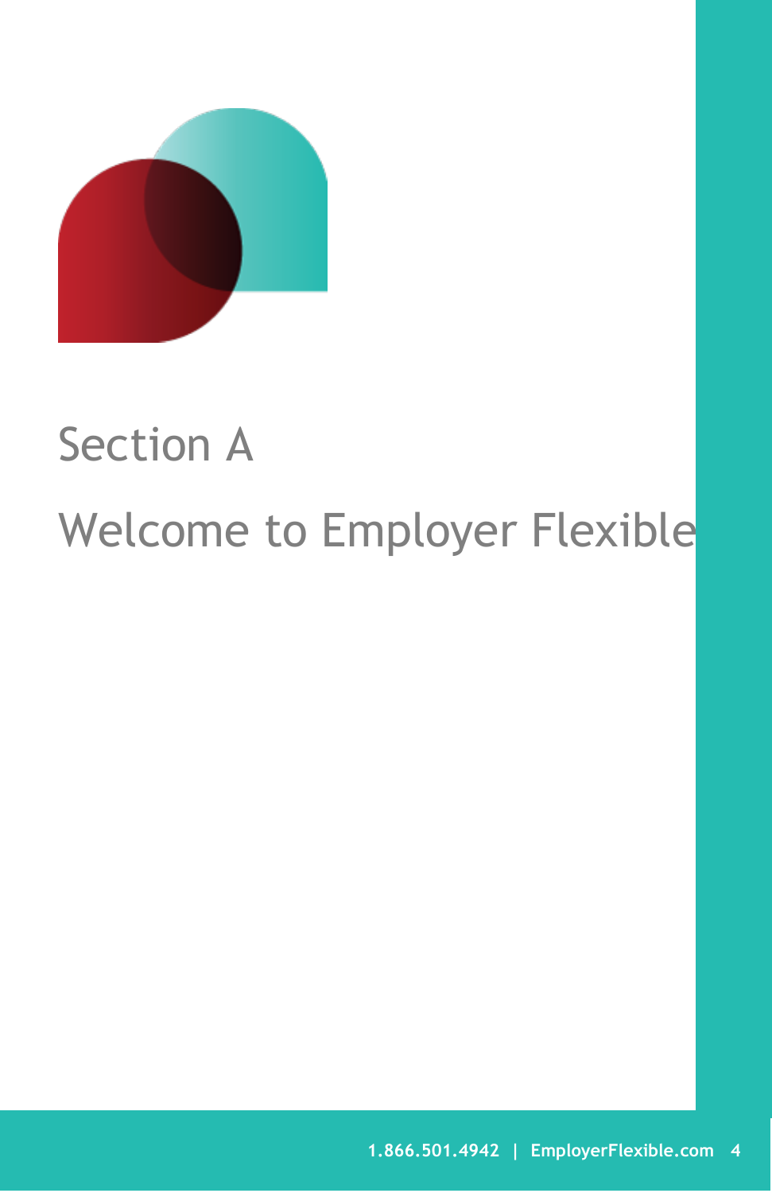# Section A

## Welcome to Employer Flexible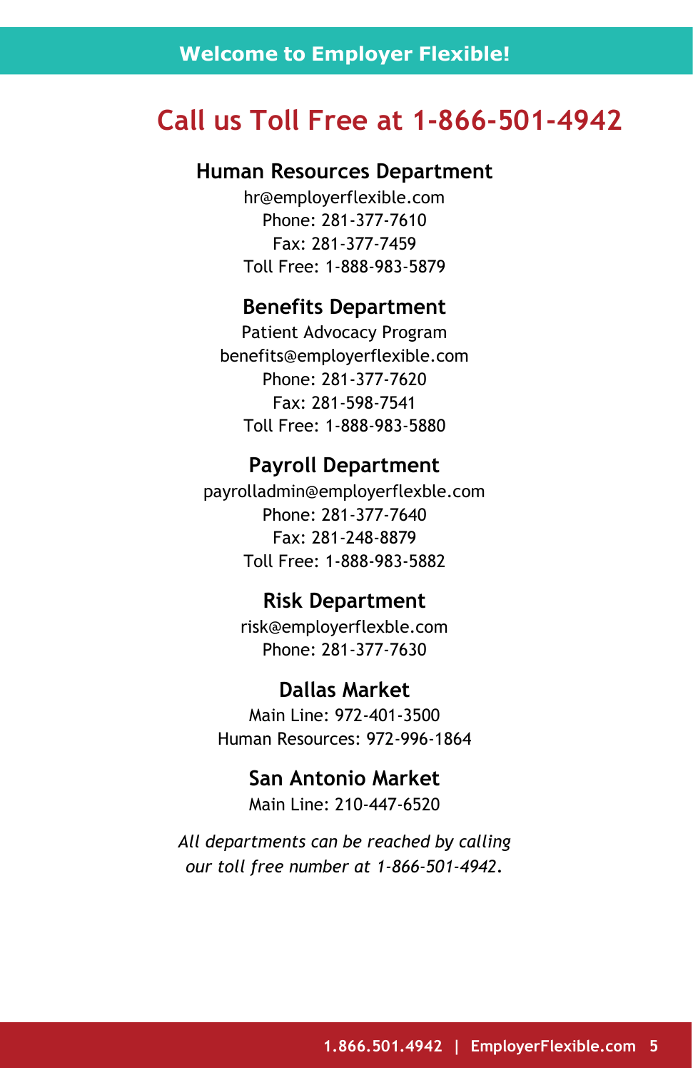## Welcome to Employer Flexible!

# Call us Toll Free at 1-866-501-4942

### Human Resources Department

hr@employerflexible.com
Phone: 281-377-7610
Fax: 281-377-7459
Toll Free: 1-888-983-5879

### Benefits Department

Patient Advocacy Program
benefits@employerflexible.com
Phone: 281-377-7620
Fax: 281-598-7541
Toll Free: 1-888-983-5880

### Payroll Department

payrolladmin@employerflexble.com
Phone: 281-377-7640
Fax: 281-248-8879
Toll Free: 1-888-983-5882

### Risk Department

risk@employerflexble.com
Phone: 281-377-7630

### Dallas Market

Main Line: 972-401-3500
Human Resources: 972-996-1864

### San Antonio Market

Main Line: 210-447-6520

*All departments can be reached by calling our toll free number at 1-866-501-4942.*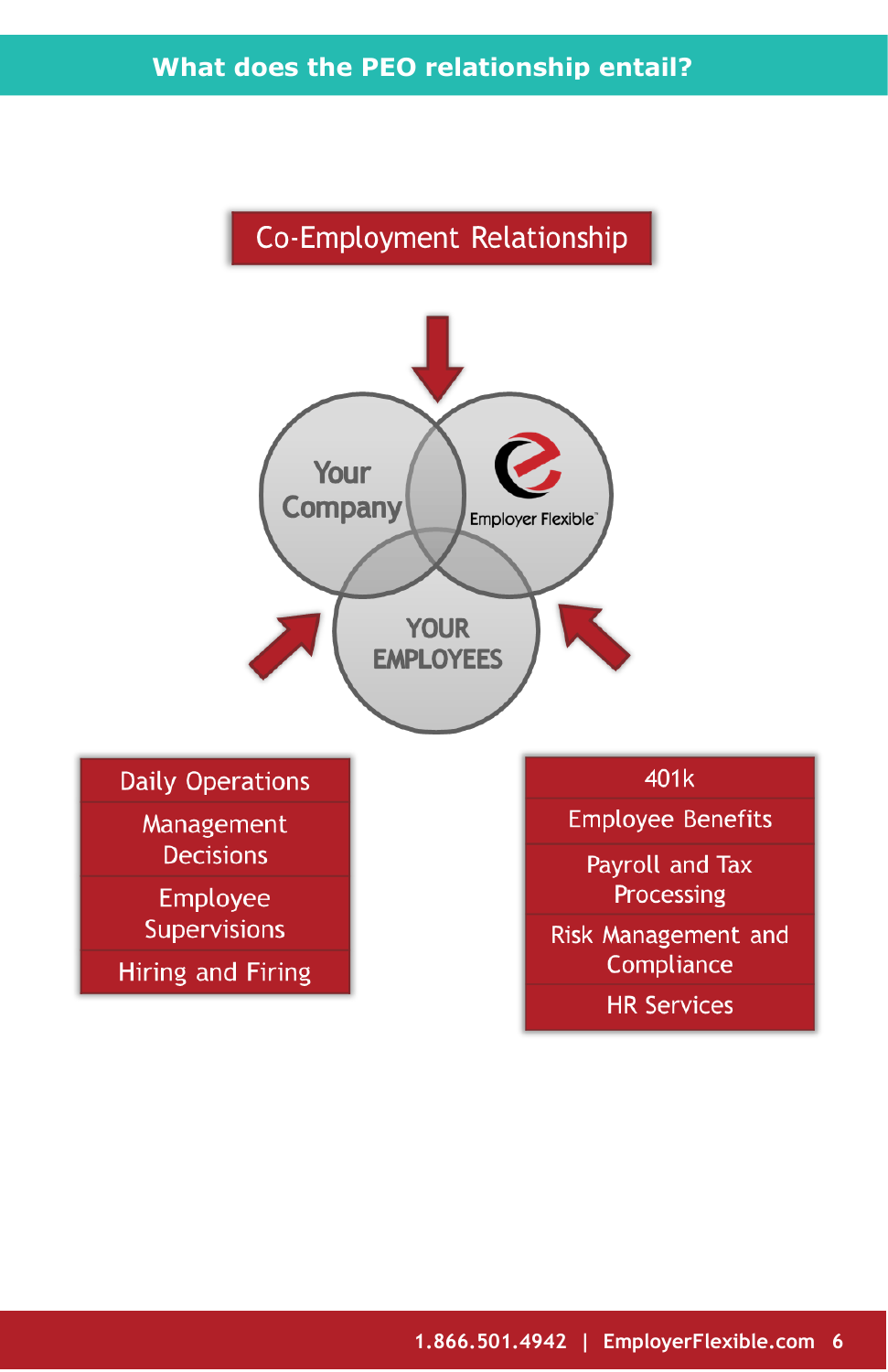## What does the PEO relationship entail?

### Co-Employment Relationship

Your Company

Employer Flexible

YOUR EMPLOYEES

- Daily Operations
- Management Decisions
- Employee Supervisions
- Hiring and Firing

- 401k
- Employee Benefits
- Payroll and Tax Processing
- Risk Management and Compliance
- HR Services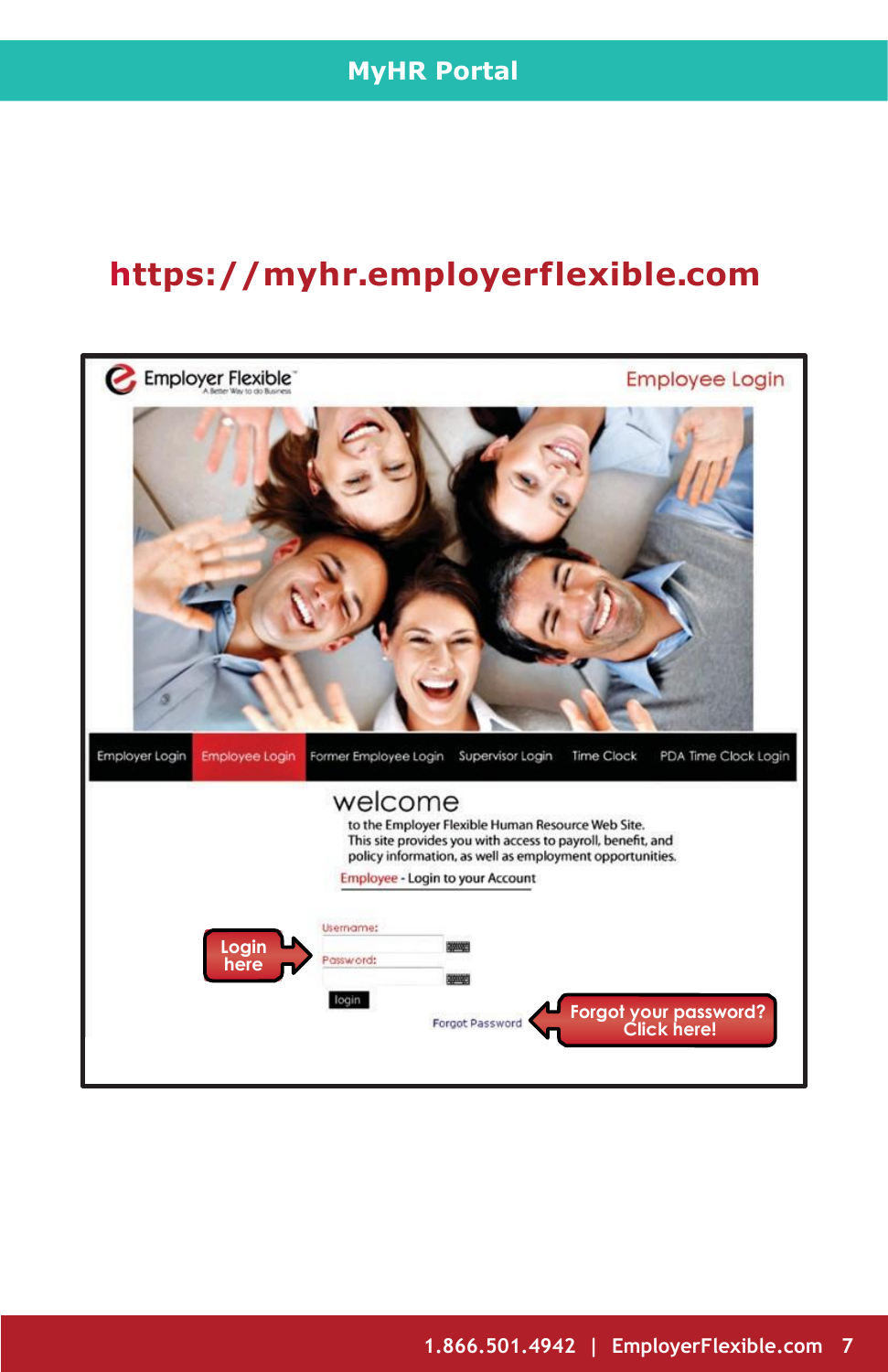# MyHR Portal

## https://myhr.employerflexible.com

Employer Flexible
A Better Way to do Business

Employee Login

Employer Login | Employee Login | Former Employee Login | Supervisor Login | Time Clock | PDA Time Clock Login

welcome

to the Employer Flexible Human Resource Web Site.
This site provides you with access to payroll, benefit, and policy information, as well as employment opportunities.

Employee - Login to your Account

Login here

Username:

Password:

login

Forgot Password

Forgot your password? Click here!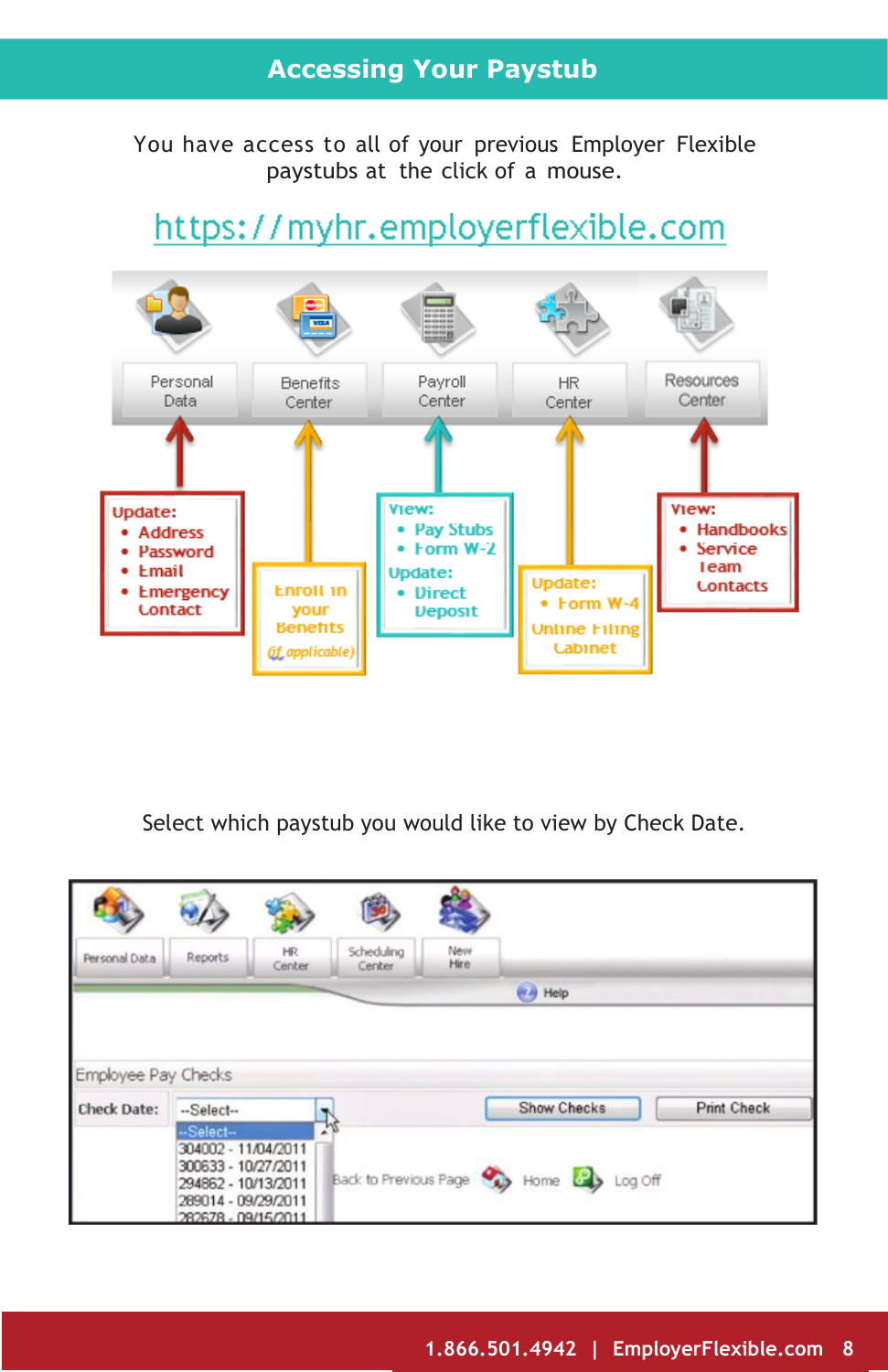# Accessing Your Paystub

You have access to all of your previous Employer Flexible paystubs at the click of a mouse.

https://myhr.employerflexible.com

**Personal Data**
Update:
- Address
- Password
- Email
- Emergency Contact

**Benefits Center**
Enroll in your Benefits (if applicable)

**Payroll Center**
View:
- Pay Stubs
- Form W-2

Update:
- Direct Deposit

**HR Center**
Update:
- Form W-4

Online Filing Cabinet

**Resources Center**
View:
- Handbooks
- Service Team Contacts

Select which paystub you would like to view by Check Date.

Personal Data | Reports | HR Center | Scheduling Center | New Hire

Help

Employee Pay Checks

Check Date: --Select--

- --Select--
- 304002 - 11/04/2011
- 300633 - 10/27/2011
- 294862 - 10/13/2011
- 289014 - 09/29/2011
- 282678 - 09/15/2011

Show Checks | Print Check

Back to Previous Page | Home | Log Off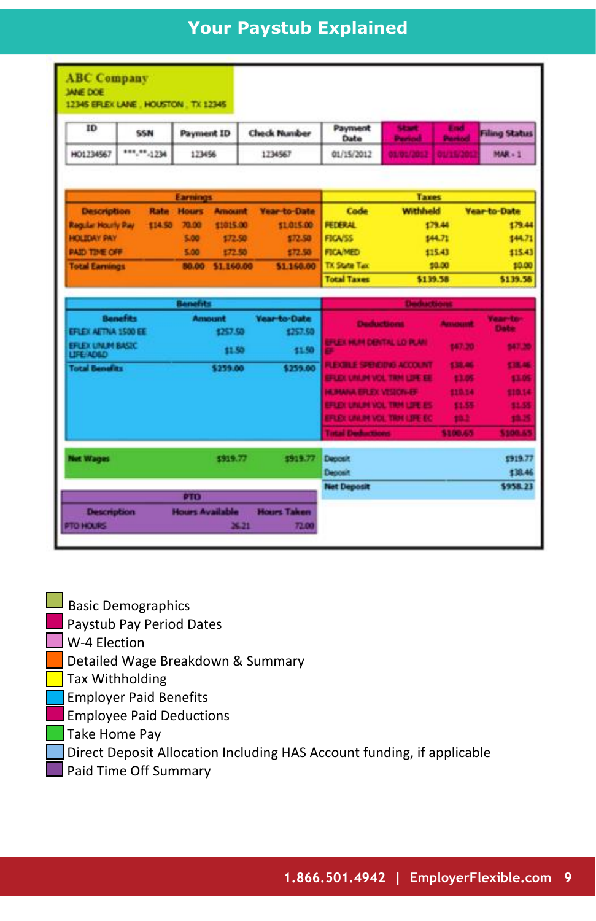# Your Paystub Explained

**ABC Company**
JANE DOE
12345 EFLEX LANE , HOUSTON , TX 12345

| ID | SSN | Payment ID | Check Number | Payment Date | Start Period | End Period | Filing Status |
|---|---|---|---|---|---|---|---|
| HO1234567 | ***-**-1234 | 123456 | 1234567 | 01/15/2012 | 01/01/2012 | 01/15/2012 | MAR - 1 |

**Earnings**

| Description | Rate | Hours | Amount | Year-to-Date |
|---|---|---|---|---|
| Regular Hourly Pay | $14.50 | 70.00 | $1015.00 | $1,015.00 |
| HOLIDAY PAY | | 5.00 | $72.50 | $72.50 |
| PAID TIME OFF | | 5.00 | $72.50 | $72.50 |
| Total Earnings | | 80.00 | $1,160.00 | $1,160.00 |

**Taxes**

| Code | Withheld | Year-to-Date |
|---|---|---|
| FEDERAL | $79.44 | $79.44 |
| FICA/SS | $44.71 | $44.71 |
| FICA/MED | $15.43 | $15.43 |
| TX State Tax | $0.00 | $0.00 |
| Total Taxes | $139.58 | $139.58 |

**Benefits**

| Benefits | Amount | Year-to-Date |
|---|---|---|
| EFLEX AETNA 1500 EE | $257.50 | $257.50 |
| EFLEX UNUM BASIC LIFE/AD&D | $1.50 | $1.50 |
| Total Benefits | $259.00 | $259.00 |

**Deductions**

| Deductions | Amount | Year-to-Date |
|---|---|---|
| EFLEX HUM DENTAL LO PLAN EF | $47.20 | $47.20 |
| FLEXIBLE SPENDING ACCOUNT | $38.46 | $38.46 |
| EFLEX UNUM VOL TRM LIFE EE | $3.05 | $3.05 |
| HUMANA EFLEX VISION-EF | $10.14 | $10.14 |
| EFLEX UNUM VOL TRM LIFE ES | $1.55 | $1.55 |
| EFLEX UNUM VOL TRM LIFE EC | $0.2 | $0.25 |
| Total Deductions | $100.65 | $100.65 |

| Net Wages | $919.77 | $919.77 |
|---|---|---|

| Deposit | $919.77 |
|---|---|
| Deposit | $38.46 |
| Net Deposit | $958.23 |

**PTO**

| Description | Hours Available | Hours Taken |
|---|---|---|
| PTO HOURS | 26.21 | 72.00 |

- Basic Demographics
- Paystub Pay Period Dates
- W-4 Election
- Detailed Wage Breakdown & Summary
- Tax Withholding
- Employer Paid Benefits
- Employee Paid Deductions
- Take Home Pay
- Direct Deposit Allocation Including HAS Account funding, if applicable
- Paid Time Off Summary

1.866.501.4942 | EmployerFlexible.com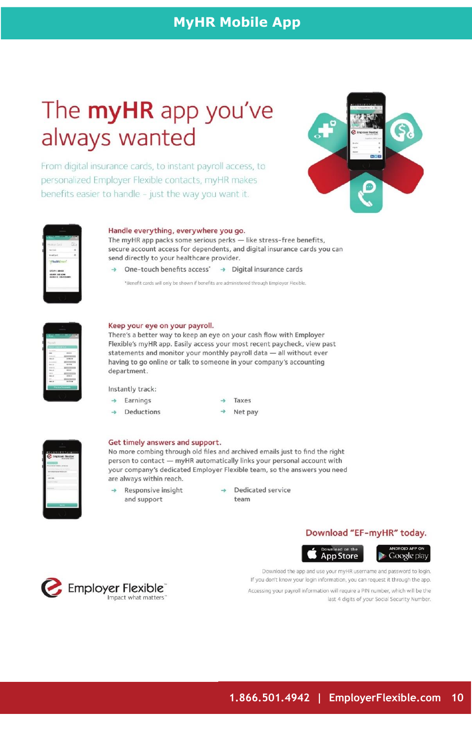# MyHR Mobile App

## The **myHR** app you've always wanted

From digital insurance cards, to instant payroll access, to personalized Employer Flexible contacts, myHR makes benefits easier to handle – just the way you want it.

### Handle everything, everywhere you go.

The myHR app packs some serious perks — like stress-free benefits, secure account access for dependents, and digital insurance cards you can send directly to your healthcare provider.

- One-touch benefits access*
- Digital insurance cards

*Benefit cards will only be shown if benefits are administered through Employer Flexible.

### Keep your eye on your payroll.

There's a better way to keep an eye on your cash flow with Employer Flexible's myHR app. Easily access your most recent paycheck, view past statements and monitor your monthly payroll data — all without ever having to go online or talk to someone in your company's accounting department.

Instantly track:

- Earnings
- Deductions
- Taxes
- Net pay

### Get timely answers and support.

No more combing through old files and archived emails just to find the right person to contact — myHR automatically links your personal account with your company's dedicated Employer Flexible team, so the answers you need are always within reach.

- Responsive insight and support
- Dedicated service team

**Download "EF-myHR" today.**

Download on the App Store | Android App on Google play

Download the app and use your myHR username and password to login. If you don't know your login information, you can request it through the app.

Accessing your payroll information will require a PIN number, which will be the last 4 digits of your Social Security Number.

Employer Flexible™
Impact what matters™

1.866.501.4942 | EmployerFlexible.com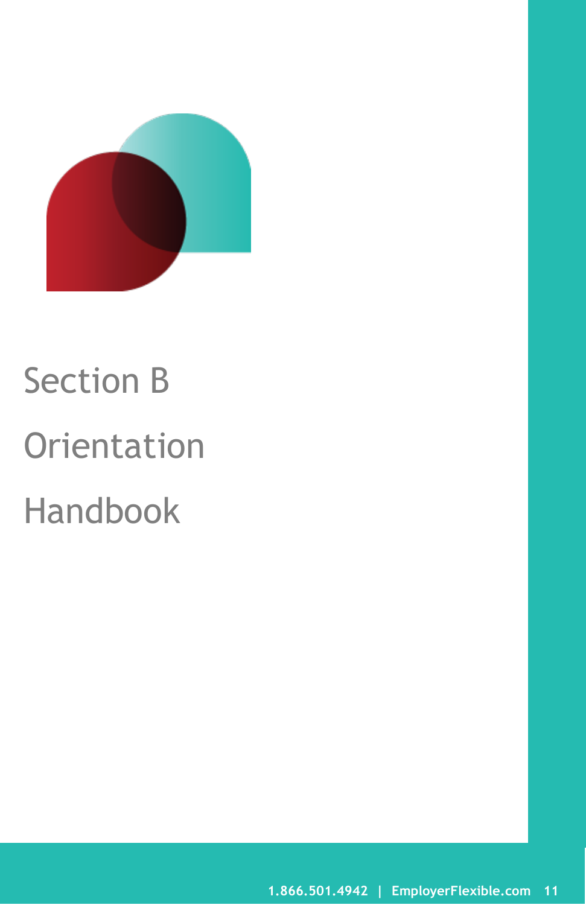# Section B

# Orientation

# Handbook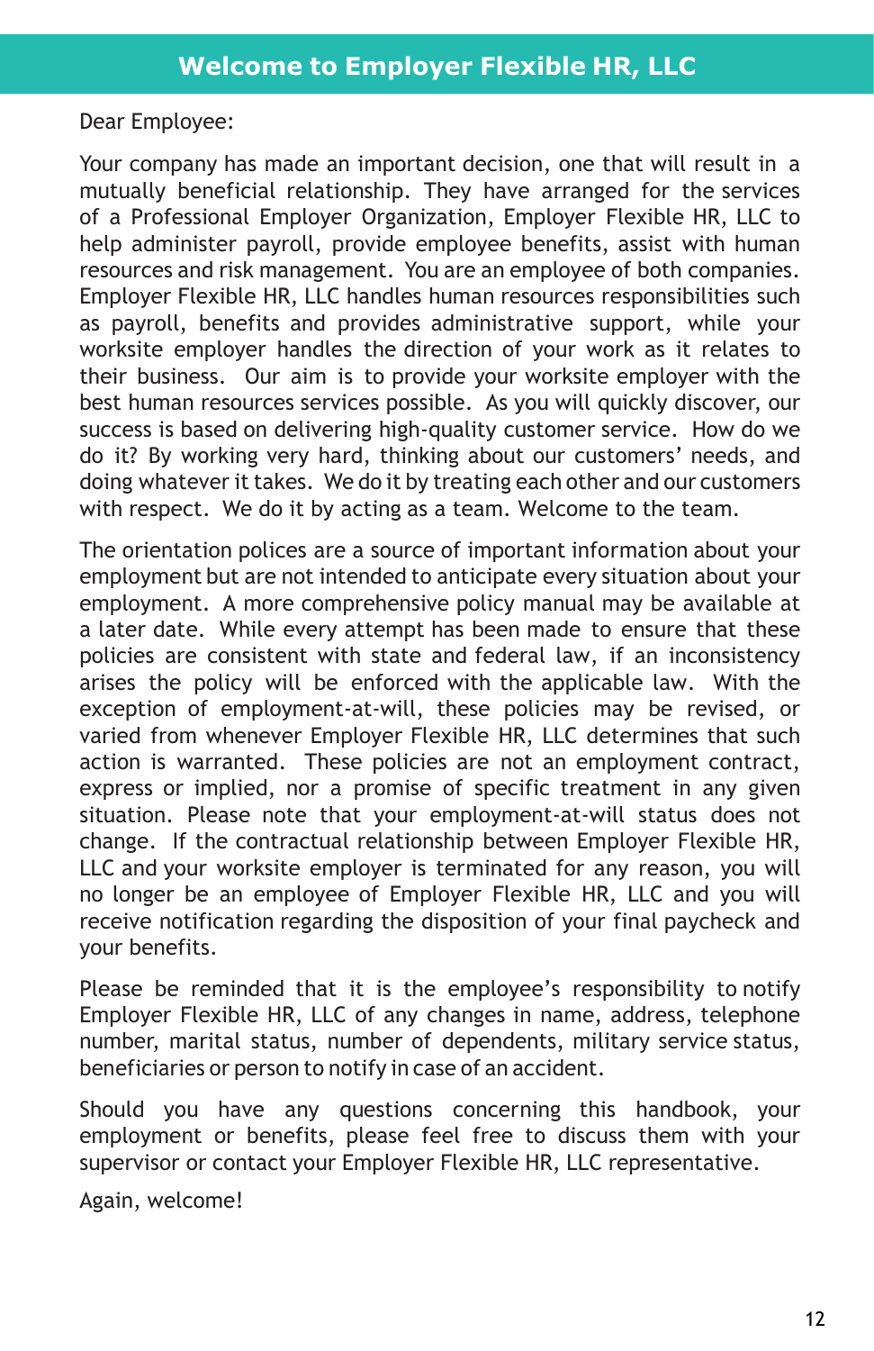# Welcome to Employer Flexible HR, LLC

Dear Employee:

Your company has made an important decision, one that will result in a mutually beneficial relationship. They have arranged for the services of a Professional Employer Organization, Employer Flexible HR, LLC to help administer payroll, provide employee benefits, assist with human resources and risk management. You are an employee of both companies. Employer Flexible HR, LLC handles human resources responsibilities such as payroll, benefits and provides administrative support, while your worksite employer handles the direction of your work as it relates to their business. Our aim is to provide your worksite employer with the best human resources services possible. As you will quickly discover, our success is based on delivering high-quality customer service. How do we do it? By working very hard, thinking about our customers' needs, and doing whatever it takes. We do it by treating each other and our customers with respect. We do it by acting as a team. Welcome to the team.

The orientation polices are a source of important information about your employment but are not intended to anticipate every situation about your employment. A more comprehensive policy manual may be available at a later date. While every attempt has been made to ensure that these policies are consistent with state and federal law, if an inconsistency arises the policy will be enforced with the applicable law. With the exception of employment-at-will, these policies may be revised, or varied from whenever Employer Flexible HR, LLC determines that such action is warranted. These policies are not an employment contract, express or implied, nor a promise of specific treatment in any given situation. Please note that your employment-at-will status does not change. If the contractual relationship between Employer Flexible HR, LLC and your worksite employer is terminated for any reason, you will no longer be an employee of Employer Flexible HR, LLC and you will receive notification regarding the disposition of your final paycheck and your benefits.

Please be reminded that it is the employee's responsibility to notify Employer Flexible HR, LLC of any changes in name, address, telephone number, marital status, number of dependents, military service status, beneficiaries or person to notify in case of an accident.

Should you have any questions concerning this handbook, your employment or benefits, please feel free to discuss them with your supervisor or contact your Employer Flexible HR, LLC representative.

Again, welcome!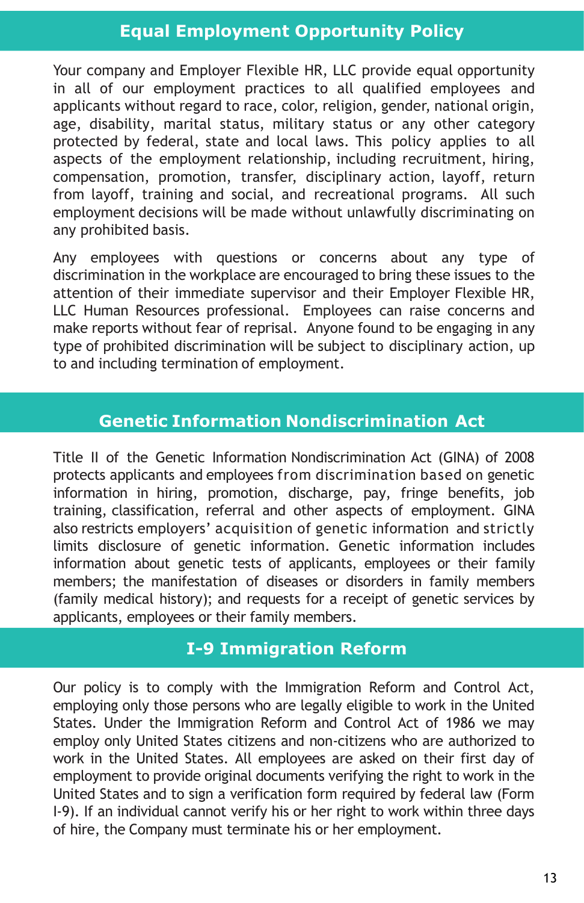## Equal Employment Opportunity Policy

Your company and Employer Flexible HR, LLC provide equal opportunity in all of our employment practices to all qualified employees and applicants without regard to race, color, religion, gender, national origin, age, disability, marital status, military status or any other category protected by federal, state and local laws. This policy applies to all aspects of the employment relationship, including recruitment, hiring, compensation, promotion, transfer, disciplinary action, layoff, return from layoff, training and social, and recreational programs. All such employment decisions will be made without unlawfully discriminating on any prohibited basis.

Any employees with questions or concerns about any type of discrimination in the workplace are encouraged to bring these issues to the attention of their immediate supervisor and their Employer Flexible HR, LLC Human Resources professional. Employees can raise concerns and make reports without fear of reprisal. Anyone found to be engaging in any type of prohibited discrimination will be subject to disciplinary action, up to and including termination of employment.

## Genetic Information Nondiscrimination Act

Title II of the Genetic Information Nondiscrimination Act (GINA) of 2008 protects applicants and employees from discrimination based on genetic information in hiring, promotion, discharge, pay, fringe benefits, job training, classification, referral and other aspects of employment. GINA also restricts employers' acquisition of genetic information and strictly limits disclosure of genetic information. Genetic information includes information about genetic tests of applicants, employees or their family members; the manifestation of diseases or disorders in family members (family medical history); and requests for a receipt of genetic services by applicants, employees or their family members.

## I-9 Immigration Reform

Our policy is to comply with the Immigration Reform and Control Act, employing only those persons who are legally eligible to work in the United States. Under the Immigration Reform and Control Act of 1986 we may employ only United States citizens and non-citizens who are authorized to work in the United States. All employees are asked on their first day of employment to provide original documents verifying the right to work in the United States and to sign a verification form required by federal law (Form I-9). If an individual cannot verify his or her right to work within three days of hire, the Company must terminate his or her employment.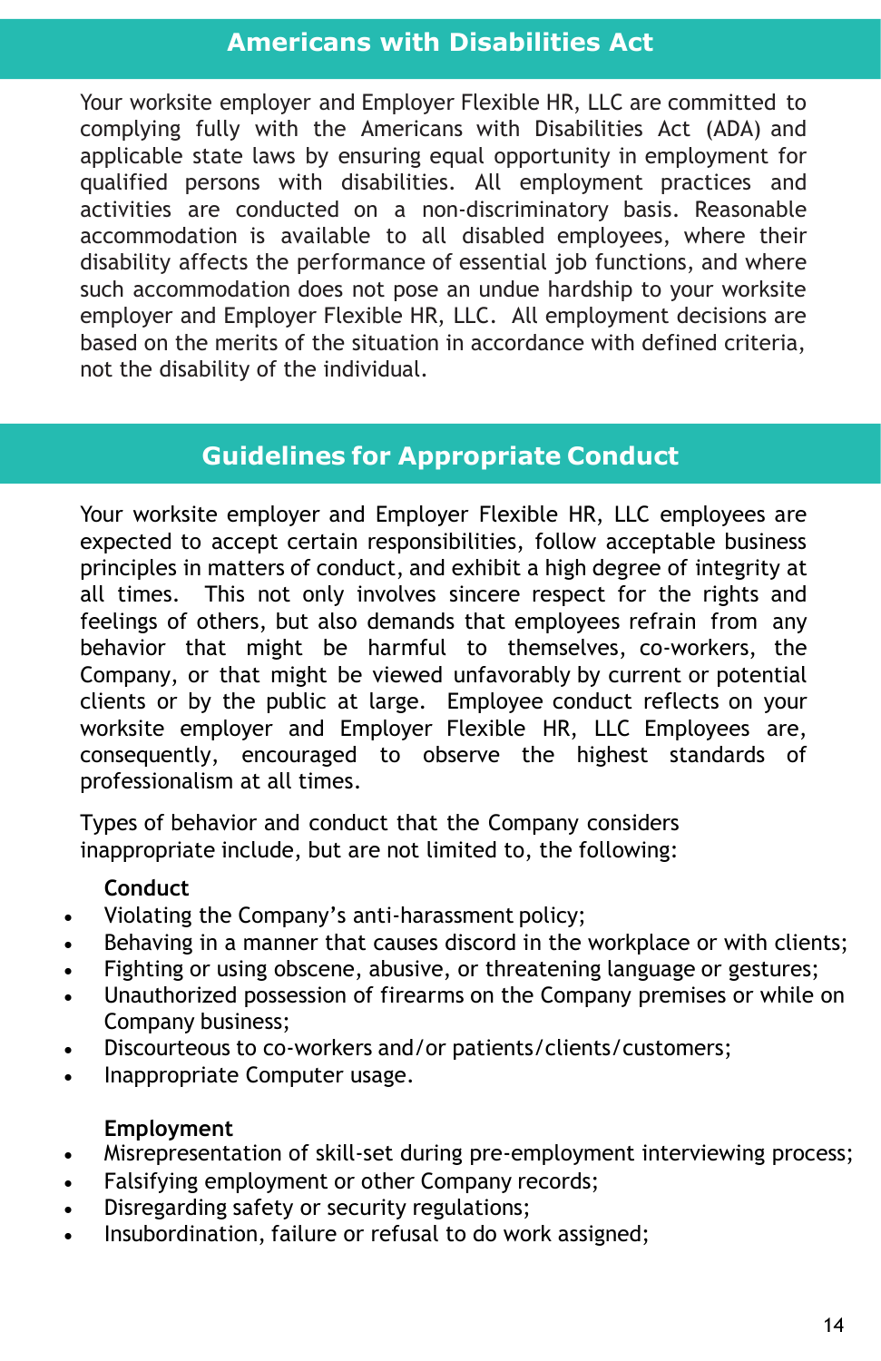## Americans with Disabilities Act

Your worksite employer and Employer Flexible HR, LLC are committed to complying fully with the Americans with Disabilities Act (ADA) and applicable state laws by ensuring equal opportunity in employment for qualified persons with disabilities. All employment practices and activities are conducted on a non-discriminatory basis. Reasonable accommodation is available to all disabled employees, where their disability affects the performance of essential job functions, and where such accommodation does not pose an undue hardship to your worksite employer and Employer Flexible HR, LLC. All employment decisions are based on the merits of the situation in accordance with defined criteria, not the disability of the individual.

## Guidelines for Appropriate Conduct

Your worksite employer and Employer Flexible HR, LLC employees are expected to accept certain responsibilities, follow acceptable business principles in matters of conduct, and exhibit a high degree of integrity at all times. This not only involves sincere respect for the rights and feelings of others, but also demands that employees refrain from any behavior that might be harmful to themselves, co-workers, the Company, or that might be viewed unfavorably by current or potential clients or by the public at large. Employee conduct reflects on your worksite employer and Employer Flexible HR, LLC Employees are, consequently, encouraged to observe the highest standards of professionalism at all times.

Types of behavior and conduct that the Company considers inappropriate include, but are not limited to, the following:

**Conduct**

- Violating the Company's anti-harassment policy;
- Behaving in a manner that causes discord in the workplace or with clients;
- Fighting or using obscene, abusive, or threatening language or gestures;
- Unauthorized possession of firearms on the Company premises or while on Company business;
- Discourteous to co-workers and/or patients/clients/customers;
- Inappropriate Computer usage.

**Employment**

- Misrepresentation of skill-set during pre-employment interviewing process;
- Falsifying employment or other Company records;
- Disregarding safety or security regulations;
- Insubordination, failure or refusal to do work assigned;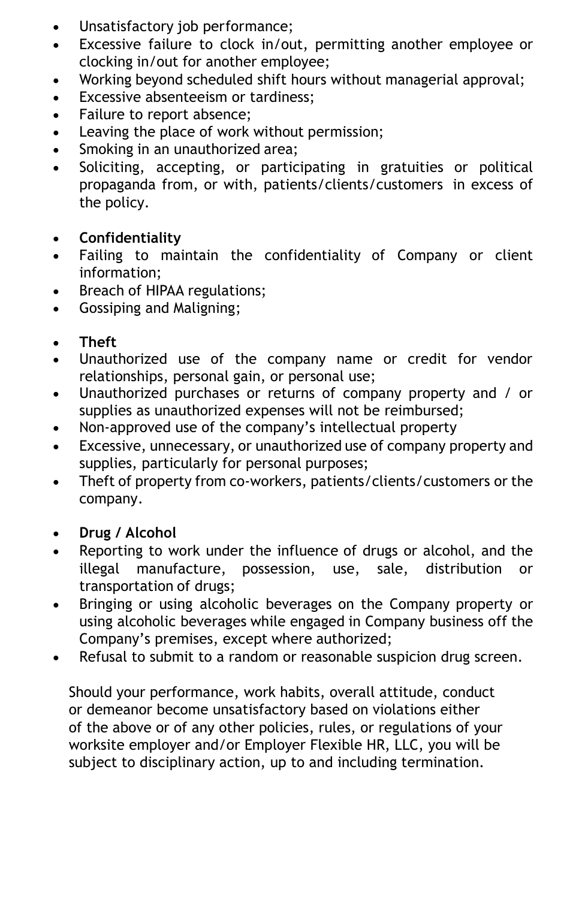- Unsatisfactory job performance;
- Excessive failure to clock in/out, permitting another employee or clocking in/out for another employee;
- Working beyond scheduled shift hours without managerial approval;
- Excessive absenteeism or tardiness;
- Failure to report absence;
- Leaving the place of work without permission;
- Smoking in an unauthorized area;
- Soliciting, accepting, or participating in gratuities or political propaganda from, or with, patients/clients/customers in excess of the policy.

- **Confidentiality**
- Failing to maintain the confidentiality of Company or client information;
- Breach of HIPAA regulations;
- Gossiping and Maligning;

- **Theft**
- Unauthorized use of the company name or credit for vendor relationships, personal gain, or personal use;
- Unauthorized purchases or returns of company property and / or supplies as unauthorized expenses will not be reimbursed;
- Non-approved use of the company's intellectual property
- Excessive, unnecessary, or unauthorized use of company property and supplies, particularly for personal purposes;
- Theft of property from co-workers, patients/clients/customers or the company.

- **Drug / Alcohol**
- Reporting to work under the influence of drugs or alcohol, and the illegal manufacture, possession, use, sale, distribution or transportation of drugs;
- Bringing or using alcoholic beverages on the Company property or using alcoholic beverages while engaged in Company business off the Company's premises, except where authorized;
- Refusal to submit to a random or reasonable suspicion drug screen.

Should your performance, work habits, overall attitude, conduct or demeanor become unsatisfactory based on violations either of the above or of any other policies, rules, or regulations of your worksite employer and/or Employer Flexible HR, LLC, you will be subject to disciplinary action, up to and including termination.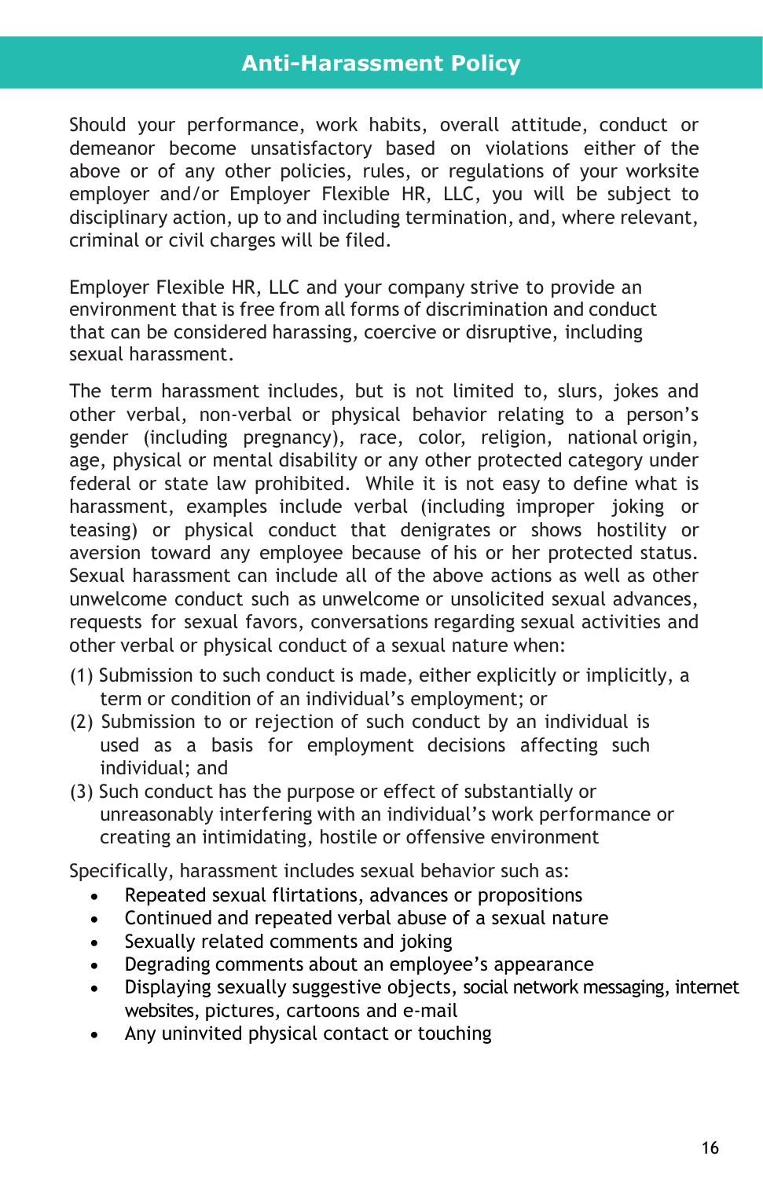## Anti-Harassment Policy

Should your performance, work habits, overall attitude, conduct or demeanor become unsatisfactory based on violations either of the above or of any other policies, rules, or regulations of your worksite employer and/or Employer Flexible HR, LLC, you will be subject to disciplinary action, up to and including termination, and, where relevant, criminal or civil charges will be filed.

Employer Flexible HR, LLC and your company strive to provide an environment that is free from all forms of discrimination and conduct that can be considered harassing, coercive or disruptive, including sexual harassment.

The term harassment includes, but is not limited to, slurs, jokes and other verbal, non-verbal or physical behavior relating to a person's gender (including pregnancy), race, color, religion, national origin, age, physical or mental disability or any other protected category under federal or state law prohibited. While it is not easy to define what is harassment, examples include verbal (including improper joking or teasing) or physical conduct that denigrates or shows hostility or aversion toward any employee because of his or her protected status. Sexual harassment can include all of the above actions as well as other unwelcome conduct such as unwelcome or unsolicited sexual advances, requests for sexual favors, conversations regarding sexual activities and other verbal or physical conduct of a sexual nature when:

(1) Submission to such conduct is made, either explicitly or implicitly, a term or condition of an individual's employment; or
(2) Submission to or rejection of such conduct by an individual is used as a basis for employment decisions affecting such individual; and
(3) Such conduct has the purpose or effect of substantially or unreasonably interfering with an individual's work performance or creating an intimidating, hostile or offensive environment

Specifically, harassment includes sexual behavior such as:

- Repeated sexual flirtations, advances or propositions
- Continued and repeated verbal abuse of a sexual nature
- Sexually related comments and joking
- Degrading comments about an employee's appearance
- Displaying sexually suggestive objects, social network messaging, internet websites, pictures, cartoons and e-mail
- Any uninvited physical contact or touching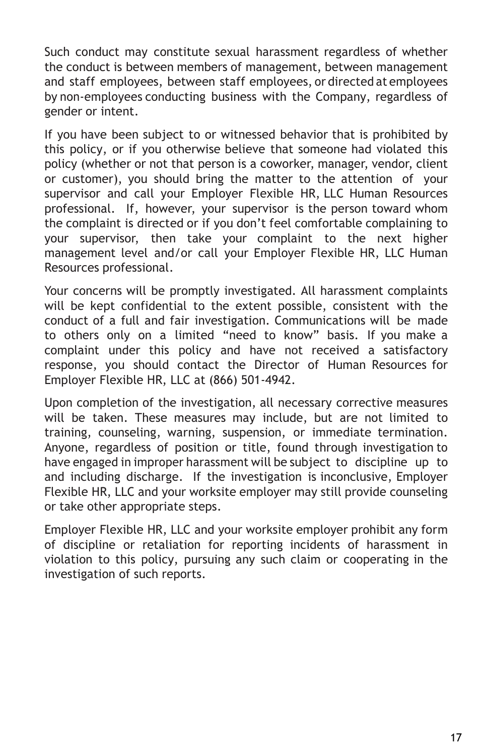Such conduct may constitute sexual harassment regardless of whether the conduct is between members of management, between management and staff employees, between staff employees, or directed at employees by non-employees conducting business with the Company, regardless of gender or intent.

If you have been subject to or witnessed behavior that is prohibited by this policy, or if you otherwise believe that someone had violated this policy (whether or not that person is a coworker, manager, vendor, client or customer), you should bring the matter to the attention of your supervisor and call your Employer Flexible HR, LLC Human Resources professional. If, however, your supervisor is the person toward whom the complaint is directed or if you don't feel comfortable complaining to your supervisor, then take your complaint to the next higher management level and/or call your Employer Flexible HR, LLC Human Resources professional.

Your concerns will be promptly investigated. All harassment complaints will be kept confidential to the extent possible, consistent with the conduct of a full and fair investigation. Communications will be made to others only on a limited "need to know" basis. If you make a complaint under this policy and have not received a satisfactory response, you should contact the Director of Human Resources for Employer Flexible HR, LLC at (866) 501-4942.

Upon completion of the investigation, all necessary corrective measures will be taken. These measures may include, but are not limited to training, counseling, warning, suspension, or immediate termination. Anyone, regardless of position or title, found through investigation to have engaged in improper harassment will be subject to discipline up to and including discharge. If the investigation is inconclusive, Employer Flexible HR, LLC and your worksite employer may still provide counseling or take other appropriate steps.

Employer Flexible HR, LLC and your worksite employer prohibit any form of discipline or retaliation for reporting incidents of harassment in violation to this policy, pursuing any such claim or cooperating in the investigation of such reports.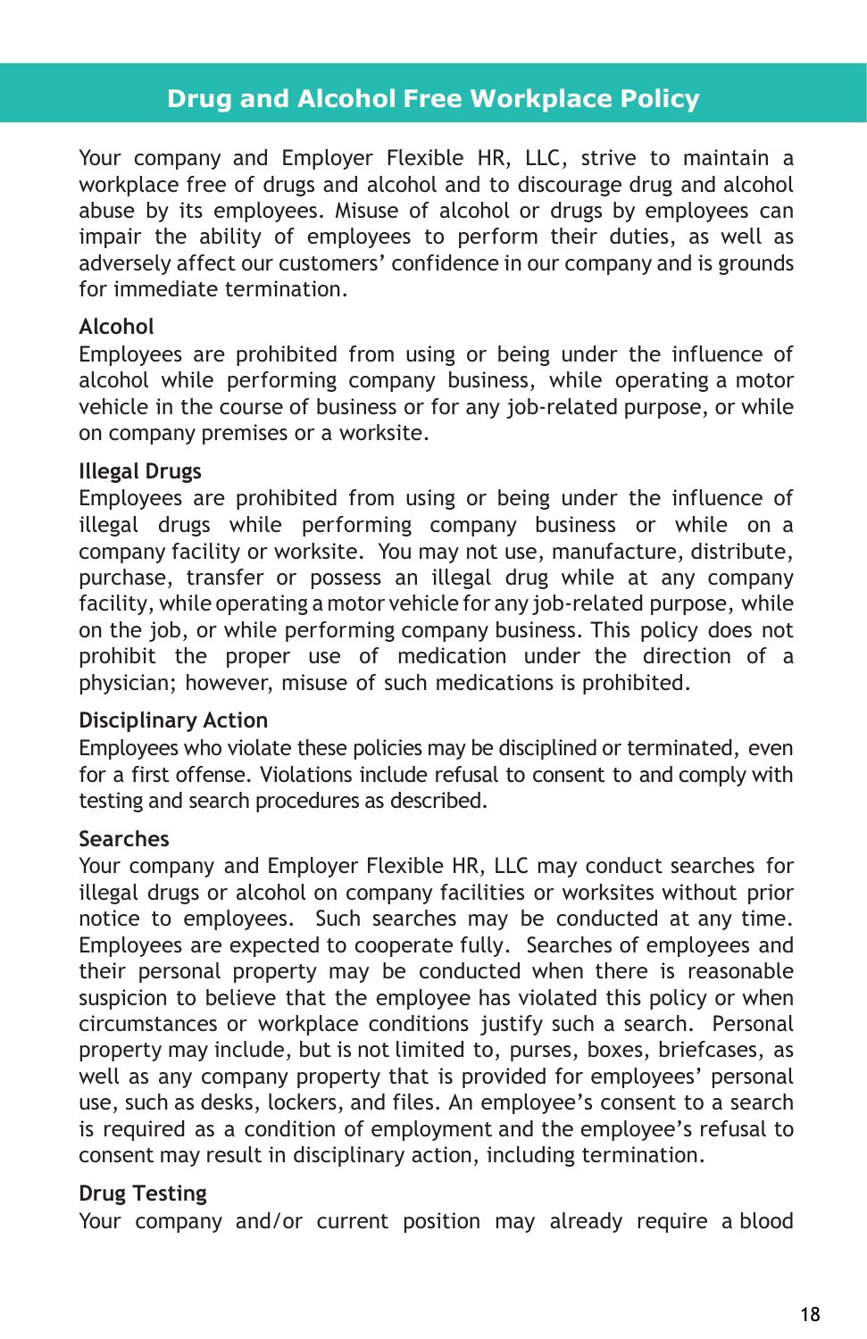## Drug and Alcohol Free Workplace Policy

Your company and Employer Flexible HR, LLC, strive to maintain a workplace free of drugs and alcohol and to discourage drug and alcohol abuse by its employees. Misuse of alcohol or drugs by employees can impair the ability of employees to perform their duties, as well as adversely affect our customers' confidence in our company and is grounds for immediate termination.

### Alcohol

Employees are prohibited from using or being under the influence of alcohol while performing company business, while operating a motor vehicle in the course of business or for any job-related purpose, or while on company premises or a worksite.

### Illegal Drugs

Employees are prohibited from using or being under the influence of illegal drugs while performing company business or while on a company facility or worksite. You may not use, manufacture, distribute, purchase, transfer or possess an illegal drug while at any company facility, while operating a motor vehicle for any job-related purpose, while on the job, or while performing company business. This policy does not prohibit the proper use of medication under the direction of a physician; however, misuse of such medications is prohibited.

### Disciplinary Action

Employees who violate these policies may be disciplined or terminated, even for a first offense. Violations include refusal to consent to and comply with testing and search procedures as described.

### Searches

Your company and Employer Flexible HR, LLC may conduct searches for illegal drugs or alcohol on company facilities or worksites without prior notice to employees. Such searches may be conducted at any time. Employees are expected to cooperate fully. Searches of employees and their personal property may be conducted when there is reasonable suspicion to believe that the employee has violated this policy or when circumstances or workplace conditions justify such a search. Personal property may include, but is not limited to, purses, boxes, briefcases, as well as any company property that is provided for employees' personal use, such as desks, lockers, and files. An employee's consent to a search is required as a condition of employment and the employee's refusal to consent may result in disciplinary action, including termination.

### Drug Testing

Your company and/or current position may already require a blood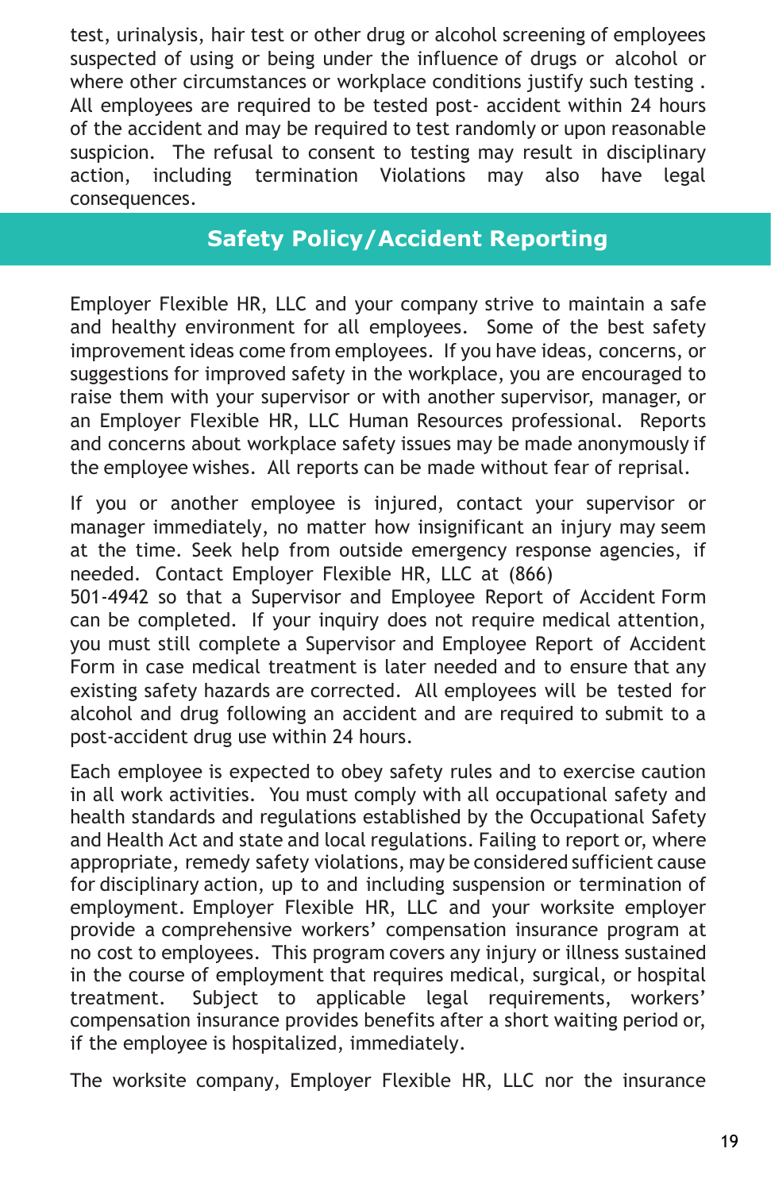test, urinalysis, hair test or other drug or alcohol screening of employees suspected of using or being under the influence of drugs or alcohol or where other circumstances or workplace conditions justify such testing . All employees are required to be tested post- accident within 24 hours of the accident and may be required to test randomly or upon reasonable suspicion. The refusal to consent to testing may result in disciplinary action, including termination Violations may also have legal consequences.

## Safety Policy/Accident Reporting

Employer Flexible HR, LLC and your company strive to maintain a safe and healthy environment for all employees. Some of the best safety improvement ideas come from employees. If you have ideas, concerns, or suggestions for improved safety in the workplace, you are encouraged to raise them with your supervisor or with another supervisor, manager, or an Employer Flexible HR, LLC Human Resources professional. Reports and concerns about workplace safety issues may be made anonymously if the employee wishes. All reports can be made without fear of reprisal.

If you or another employee is injured, contact your supervisor or manager immediately, no matter how insignificant an injury may seem at the time. Seek help from outside emergency response agencies, if needed. Contact Employer Flexible HR, LLC at (866) 501-4942 so that a Supervisor and Employee Report of Accident Form can be completed. If your inquiry does not require medical attention, you must still complete a Supervisor and Employee Report of Accident Form in case medical treatment is later needed and to ensure that any existing safety hazards are corrected. All employees will be tested for alcohol and drug following an accident and are required to submit to a post-accident drug use within 24 hours.

Each employee is expected to obey safety rules and to exercise caution in all work activities. You must comply with all occupational safety and health standards and regulations established by the Occupational Safety and Health Act and state and local regulations. Failing to report or, where appropriate, remedy safety violations, may be considered sufficient cause for disciplinary action, up to and including suspension or termination of employment. Employer Flexible HR, LLC and your worksite employer provide a comprehensive workers' compensation insurance program at no cost to employees. This program covers any injury or illness sustained in the course of employment that requires medical, surgical, or hospital treatment. Subject to applicable legal requirements, workers' compensation insurance provides benefits after a short waiting period or, if the employee is hospitalized, immediately.

The worksite company, Employer Flexible HR, LLC nor the insurance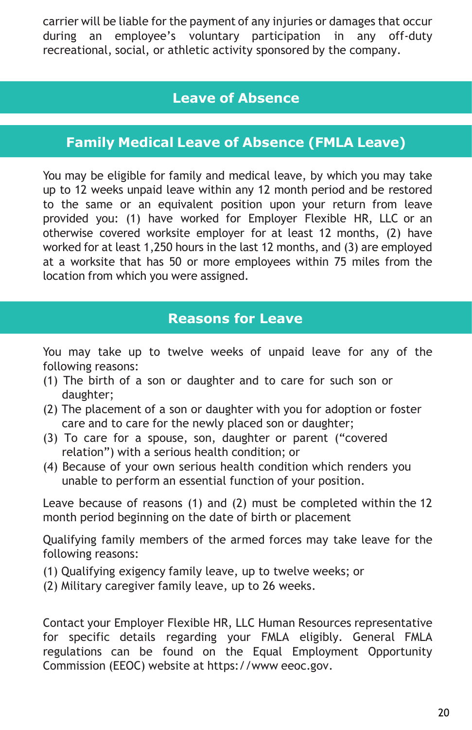carrier will be liable for the payment of any injuries or damages that occur during an employee's voluntary participation in any off-duty recreational, social, or athletic activity sponsored by the company.

## Leave of Absence

## Family Medical Leave of Absence (FMLA Leave)

You may be eligible for family and medical leave, by which you may take up to 12 weeks unpaid leave within any 12 month period and be restored to the same or an equivalent position upon your return from leave provided you: (1) have worked for Employer Flexible HR, LLC or an otherwise covered worksite employer for at least 12 months, (2) have worked for at least 1,250 hours in the last 12 months, and (3) are employed at a worksite that has 50 or more employees within 75 miles from the location from which you were assigned.

## Reasons for Leave

You may take up to twelve weeks of unpaid leave for any of the following reasons:

(1) The birth of a son or daughter and to care for such son or daughter;
(2) The placement of a son or daughter with you for adoption or foster care and to care for the newly placed son or daughter;
(3) To care for a spouse, son, daughter or parent ("covered relation") with a serious health condition; or
(4) Because of your own serious health condition which renders you unable to perform an essential function of your position.

Leave because of reasons (1) and (2) must be completed within the 12 month period beginning on the date of birth or placement

Qualifying family members of the armed forces may take leave for the following reasons:

(1) Qualifying exigency family leave, up to twelve weeks; or
(2) Military caregiver family leave, up to 26 weeks.

Contact your Employer Flexible HR, LLC Human Resources representative for specific details regarding your FMLA eligibly. General FMLA regulations can be found on the Equal Employment Opportunity Commission (EEOC) website at https://www eeoc.gov.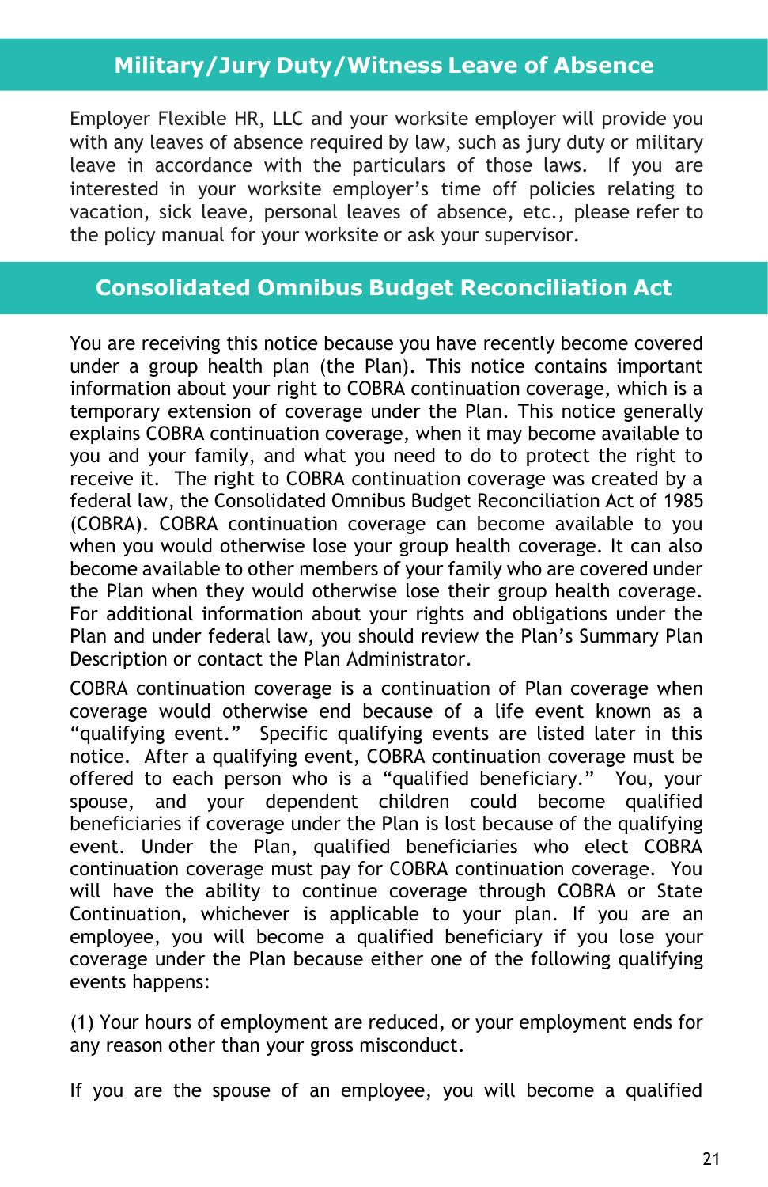## Military/Jury Duty/Witness Leave of Absence

Employer Flexible HR, LLC and your worksite employer will provide you with any leaves of absence required by law, such as jury duty or military leave in accordance with the particulars of those laws. If you are interested in your worksite employer's time off policies relating to vacation, sick leave, personal leaves of absence, etc., please refer to the policy manual for your worksite or ask your supervisor.

## Consolidated Omnibus Budget Reconciliation Act

You are receiving this notice because you have recently become covered under a group health plan (the Plan). This notice contains important information about your right to COBRA continuation coverage, which is a temporary extension of coverage under the Plan. This notice generally explains COBRA continuation coverage, when it may become available to you and your family, and what you need to do to protect the right to receive it. The right to COBRA continuation coverage was created by a federal law, the Consolidated Omnibus Budget Reconciliation Act of 1985 (COBRA). COBRA continuation coverage can become available to you when you would otherwise lose your group health coverage. It can also become available to other members of your family who are covered under the Plan when they would otherwise lose their group health coverage. For additional information about your rights and obligations under the Plan and under federal law, you should review the Plan's Summary Plan Description or contact the Plan Administrator.

COBRA continuation coverage is a continuation of Plan coverage when coverage would otherwise end because of a life event known as a "qualifying event." Specific qualifying events are listed later in this notice. After a qualifying event, COBRA continuation coverage must be offered to each person who is a "qualified beneficiary." You, your spouse, and your dependent children could become qualified beneficiaries if coverage under the Plan is lost because of the qualifying event. Under the Plan, qualified beneficiaries who elect COBRA continuation coverage must pay for COBRA continuation coverage. You will have the ability to continue coverage through COBRA or State Continuation, whichever is applicable to your plan. If you are an employee, you will become a qualified beneficiary if you lose your coverage under the Plan because either one of the following qualifying events happens:

(1) Your hours of employment are reduced, or your employment ends for any reason other than your gross misconduct.

If you are the spouse of an employee, you will become a qualified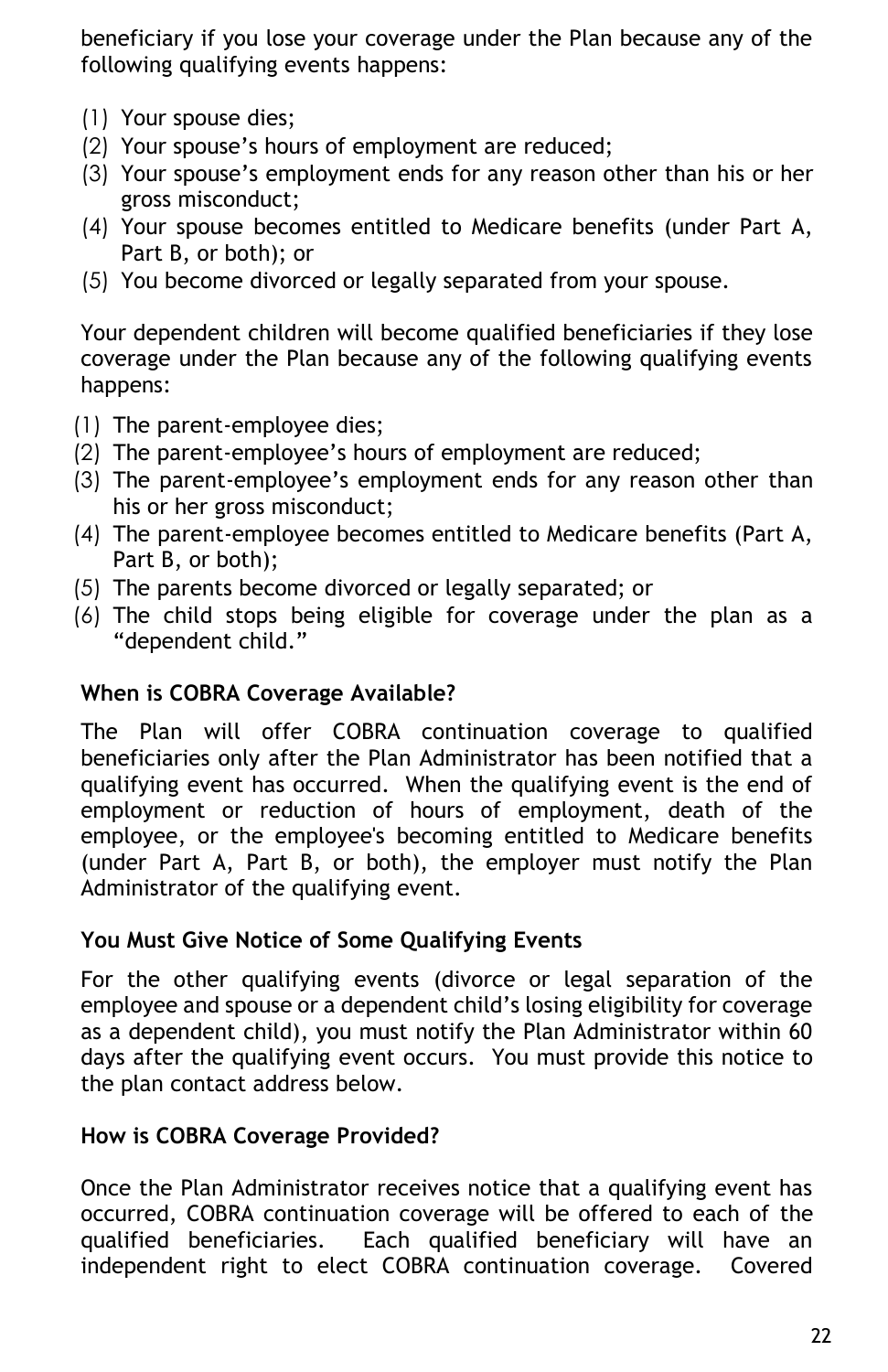beneficiary if you lose your coverage under the Plan because any of the following qualifying events happens:

(1) Your spouse dies;
(2) Your spouse's hours of employment are reduced;
(3) Your spouse's employment ends for any reason other than his or her gross misconduct;
(4) Your spouse becomes entitled to Medicare benefits (under Part A, Part B, or both); or
(5) You become divorced or legally separated from your spouse.

Your dependent children will become qualified beneficiaries if they lose coverage under the Plan because any of the following qualifying events happens:

(1) The parent-employee dies;
(2) The parent-employee's hours of employment are reduced;
(3) The parent-employee's employment ends for any reason other than his or her gross misconduct;
(4) The parent-employee becomes entitled to Medicare benefits (Part A, Part B, or both);
(5) The parents become divorced or legally separated; or
(6) The child stops being eligible for coverage under the plan as a "dependent child."

**When is COBRA Coverage Available?**

The Plan will offer COBRA continuation coverage to qualified beneficiaries only after the Plan Administrator has been notified that a qualifying event has occurred. When the qualifying event is the end of employment or reduction of hours of employment, death of the employee, or the employee's becoming entitled to Medicare benefits (under Part A, Part B, or both), the employer must notify the Plan Administrator of the qualifying event.

**You Must Give Notice of Some Qualifying Events**

For the other qualifying events (divorce or legal separation of the employee and spouse or a dependent child's losing eligibility for coverage as a dependent child), you must notify the Plan Administrator within 60 days after the qualifying event occurs. You must provide this notice to the plan contact address below.

**How is COBRA Coverage Provided?**

Once the Plan Administrator receives notice that a qualifying event has occurred, COBRA continuation coverage will be offered to each of the qualified beneficiaries. Each qualified beneficiary will have an independent right to elect COBRA continuation coverage. Covered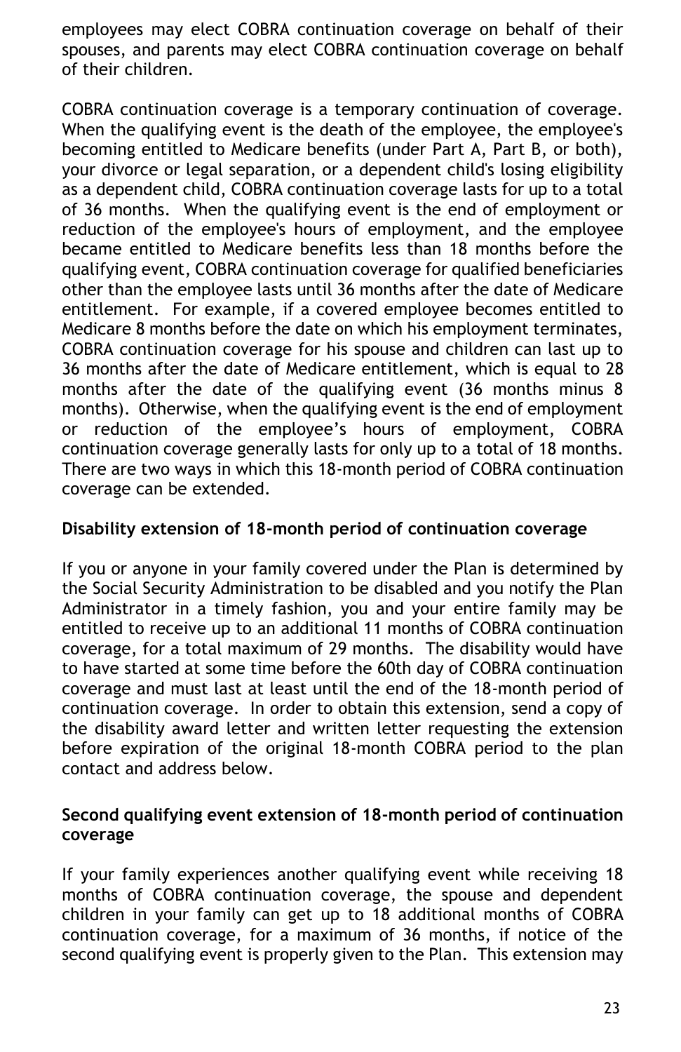employees may elect COBRA continuation coverage on behalf of their spouses, and parents may elect COBRA continuation coverage on behalf of their children.

COBRA continuation coverage is a temporary continuation of coverage. When the qualifying event is the death of the employee, the employee's becoming entitled to Medicare benefits (under Part A, Part B, or both), your divorce or legal separation, or a dependent child's losing eligibility as a dependent child, COBRA continuation coverage lasts for up to a total of 36 months. When the qualifying event is the end of employment or reduction of the employee's hours of employment, and the employee became entitled to Medicare benefits less than 18 months before the qualifying event, COBRA continuation coverage for qualified beneficiaries other than the employee lasts until 36 months after the date of Medicare entitlement. For example, if a covered employee becomes entitled to Medicare 8 months before the date on which his employment terminates, COBRA continuation coverage for his spouse and children can last up to 36 months after the date of Medicare entitlement, which is equal to 28 months after the date of the qualifying event (36 months minus 8 months). Otherwise, when the qualifying event is the end of employment or reduction of the employee's hours of employment, COBRA continuation coverage generally lasts for only up to a total of 18 months. There are two ways in which this 18-month period of COBRA continuation coverage can be extended.

**Disability extension of 18-month period of continuation coverage**

If you or anyone in your family covered under the Plan is determined by the Social Security Administration to be disabled and you notify the Plan Administrator in a timely fashion, you and your entire family may be entitled to receive up to an additional 11 months of COBRA continuation coverage, for a total maximum of 29 months. The disability would have to have started at some time before the 60th day of COBRA continuation coverage and must last at least until the end of the 18-month period of continuation coverage. In order to obtain this extension, send a copy of the disability award letter and written letter requesting the extension before expiration of the original 18-month COBRA period to the plan contact and address below.

**Second qualifying event extension of 18-month period of continuation coverage**

If your family experiences another qualifying event while receiving 18 months of COBRA continuation coverage, the spouse and dependent children in your family can get up to 18 additional months of COBRA continuation coverage, for a maximum of 36 months, if notice of the second qualifying event is properly given to the Plan. This extension may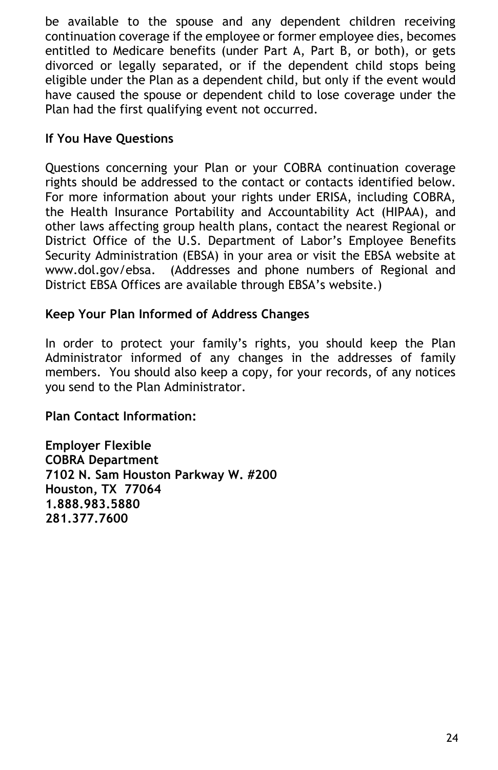be available to the spouse and any dependent children receiving continuation coverage if the employee or former employee dies, becomes entitled to Medicare benefits (under Part A, Part B, or both), or gets divorced or legally separated, or if the dependent child stops being eligible under the Plan as a dependent child, but only if the event would have caused the spouse or dependent child to lose coverage under the Plan had the first qualifying event not occurred.

**If You Have Questions**

Questions concerning your Plan or your COBRA continuation coverage rights should be addressed to the contact or contacts identified below. For more information about your rights under ERISA, including COBRA, the Health Insurance Portability and Accountability Act (HIPAA), and other laws affecting group health plans, contact the nearest Regional or District Office of the U.S. Department of Labor's Employee Benefits Security Administration (EBSA) in your area or visit the EBSA website at www.dol.gov/ebsa. (Addresses and phone numbers of Regional and District EBSA Offices are available through EBSA's website.)

**Keep Your Plan Informed of Address Changes**

In order to protect your family's rights, you should keep the Plan Administrator informed of any changes in the addresses of family members. You should also keep a copy, for your records, of any notices you send to the Plan Administrator.

**Plan Contact Information:**

**Employer Flexible**
**COBRA Department**
**7102 N. Sam Houston Parkway W. #200**
**Houston, TX 77064**
**1.888.983.5880**
**281.377.7600**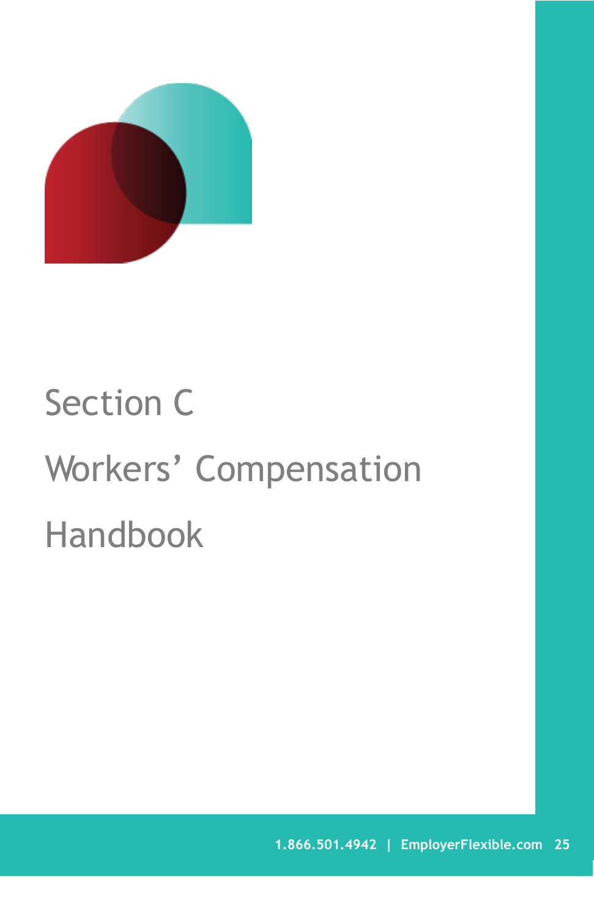# Section C

# Workers' Compensation Handbook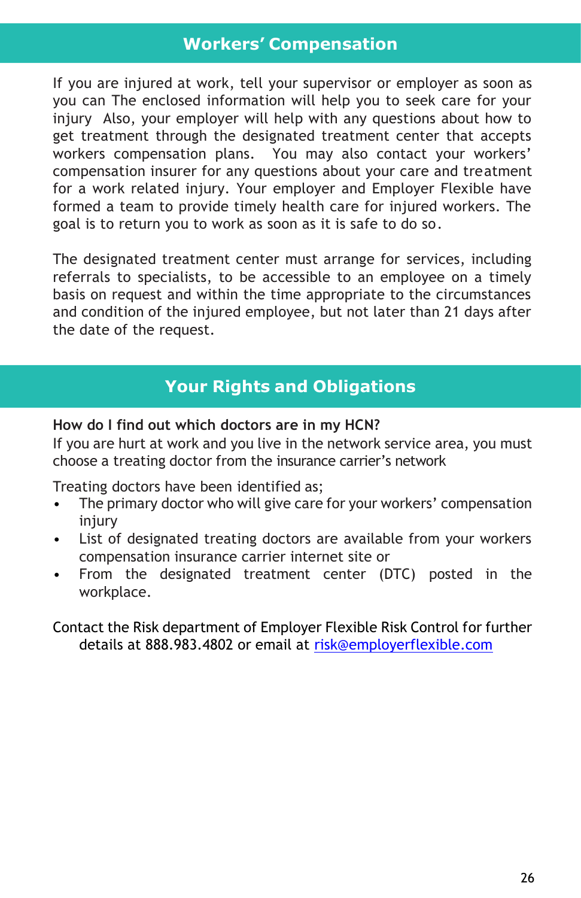## Workers' Compensation

If you are injured at work, tell your supervisor or employer as soon as you can The enclosed information will help you to seek care for your injury Also, your employer will help with any questions about how to get treatment through the designated treatment center that accepts workers compensation plans. You may also contact your workers' compensation insurer for any questions about your care and treatment for a work related injury. Your employer and Employer Flexible have formed a team to provide timely health care for injured workers. The goal is to return you to work as soon as it is safe to do so.

The designated treatment center must arrange for services, including referrals to specialists, to be accessible to an employee on a timely basis on request and within the time appropriate to the circumstances and condition of the injured employee, but not later than 21 days after the date of the request.

## Your Rights and Obligations

**How do I find out which doctors are in my HCN?**

If you are hurt at work and you live in the network service area, you must choose a treating doctor from the insurance carrier's network

Treating doctors have been identified as;

- The primary doctor who will give care for your workers' compensation injury
- List of designated treating doctors are available from your workers compensation insurance carrier internet site or
- From the designated treatment center (DTC) posted in the workplace.

Contact the Risk department of Employer Flexible Risk Control for further details at 888.983.4802 or email at risk@employerflexible.com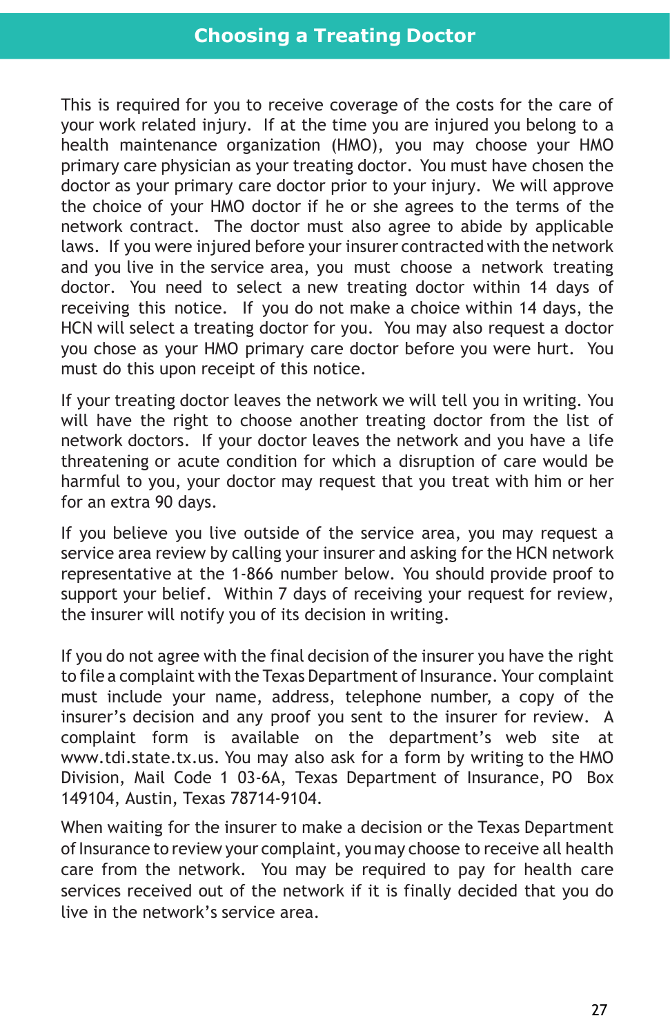## Choosing a Treating Doctor

This is required for you to receive coverage of the costs for the care of your work related injury. If at the time you are injured you belong to a health maintenance organization (HMO), you may choose your HMO primary care physician as your treating doctor. You must have chosen the doctor as your primary care doctor prior to your injury. We will approve the choice of your HMO doctor if he or she agrees to the terms of the network contract. The doctor must also agree to abide by applicable laws. If you were injured before your insurer contracted with the network and you live in the service area, you must choose a network treating doctor. You need to select a new treating doctor within 14 days of receiving this notice. If you do not make a choice within 14 days, the HCN will select a treating doctor for you. You may also request a doctor you chose as your HMO primary care doctor before you were hurt. You must do this upon receipt of this notice.

If your treating doctor leaves the network we will tell you in writing. You will have the right to choose another treating doctor from the list of network doctors. If your doctor leaves the network and you have a life threatening or acute condition for which a disruption of care would be harmful to you, your doctor may request that you treat with him or her for an extra 90 days.

If you believe you live outside of the service area, you may request a service area review by calling your insurer and asking for the HCN network representative at the 1-866 number below. You should provide proof to support your belief. Within 7 days of receiving your request for review, the insurer will notify you of its decision in writing.

If you do not agree with the final decision of the insurer you have the right to file a complaint with the Texas Department of Insurance. Your complaint must include your name, address, telephone number, a copy of the insurer's decision and any proof you sent to the insurer for review. A complaint form is available on the department's web site at www.tdi.state.tx.us. You may also ask for a form by writing to the HMO Division, Mail Code 1 03-6A, Texas Department of Insurance, PO Box 149104, Austin, Texas 78714-9104.

When waiting for the insurer to make a decision or the Texas Department of Insurance to review your complaint, you may choose to receive all health care from the network. You may be required to pay for health care services received out of the network if it is finally decided that you do live in the network's service area.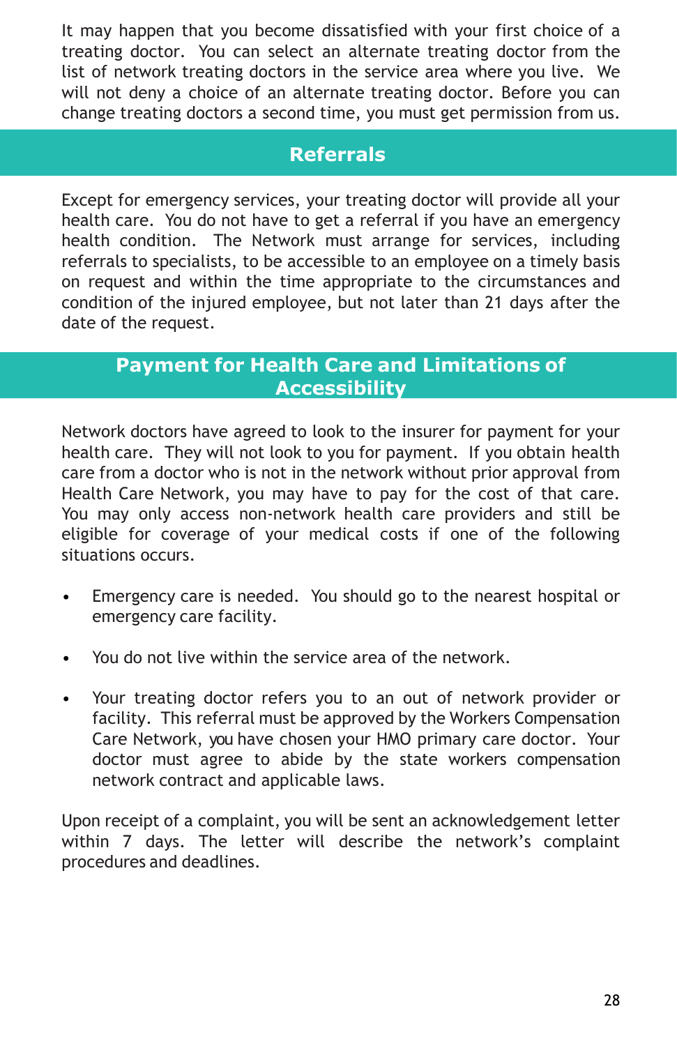It may happen that you become dissatisfied with your first choice of a treating doctor. You can select an alternate treating doctor from the list of network treating doctors in the service area where you live. We will not deny a choice of an alternate treating doctor. Before you can change treating doctors a second time, you must get permission from us.

## Referrals

Except for emergency services, your treating doctor will provide all your health care. You do not have to get a referral if you have an emergency health condition. The Network must arrange for services, including referrals to specialists, to be accessible to an employee on a timely basis on request and within the time appropriate to the circumstances and condition of the injured employee, but not later than 21 days after the date of the request.

## Payment for Health Care and Limitations of Accessibility

Network doctors have agreed to look to the insurer for payment for your health care. They will not look to you for payment. If you obtain health care from a doctor who is not in the network without prior approval from Health Care Network, you may have to pay for the cost of that care. You may only access non-network health care providers and still be eligible for coverage of your medical costs if one of the following situations occurs.

- Emergency care is needed. You should go to the nearest hospital or emergency care facility.
- You do not live within the service area of the network.
- Your treating doctor refers you to an out of network provider or facility. This referral must be approved by the Workers Compensation Care Network, you have chosen your HMO primary care doctor. Your doctor must agree to abide by the state workers compensation network contract and applicable laws.

Upon receipt of a complaint, you will be sent an acknowledgement letter within 7 days. The letter will describe the network's complaint procedures and deadlines.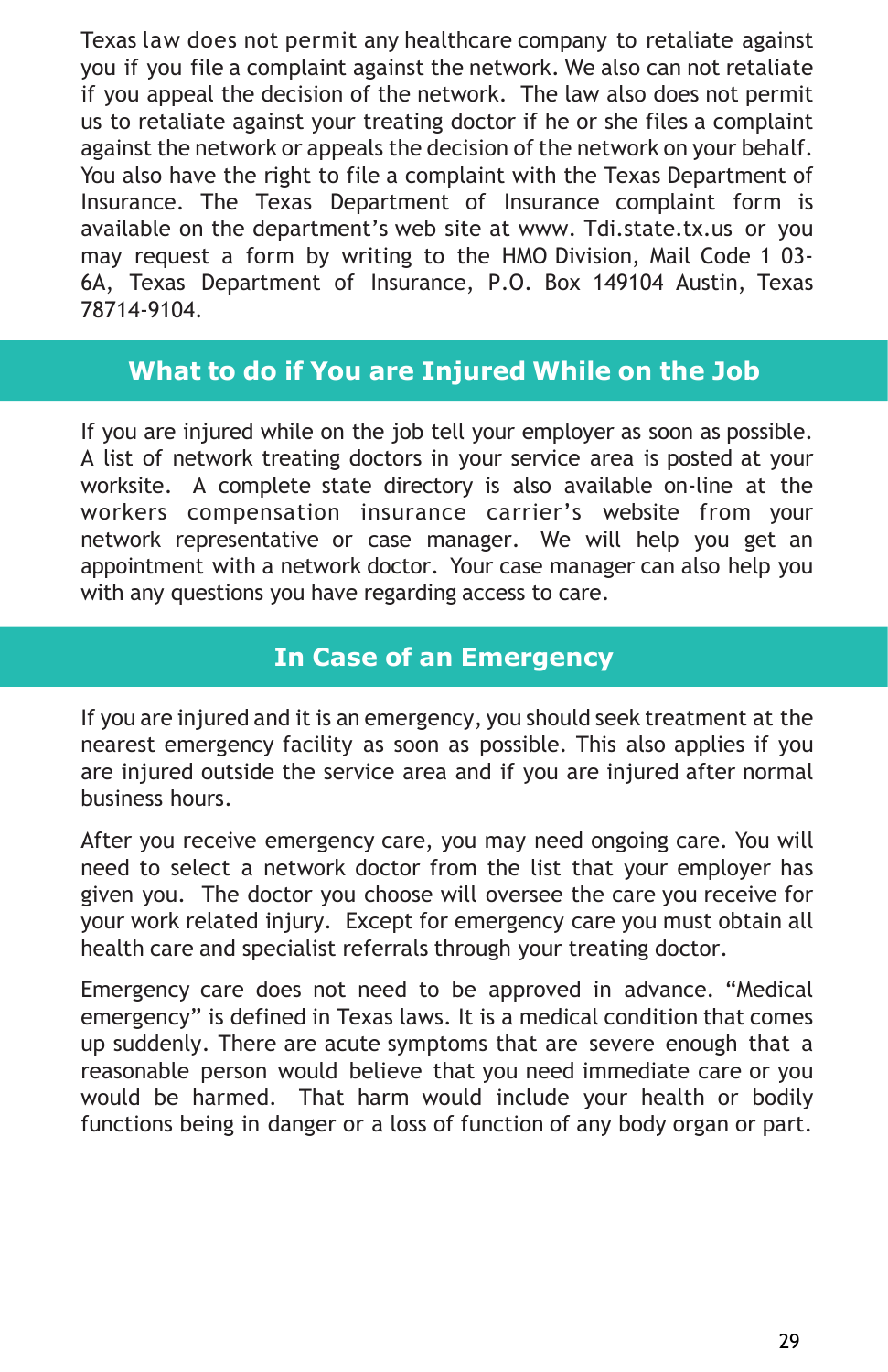Texas law does not permit any healthcare company to retaliate against you if you file a complaint against the network. We also can not retaliate if you appeal the decision of the network. The law also does not permit us to retaliate against your treating doctor if he or she files a complaint against the network or appeals the decision of the network on your behalf. You also have the right to file a complaint with the Texas Department of Insurance. The Texas Department of Insurance complaint form is available on the department's web site at www. Tdi.state.tx.us or you may request a form by writing to the HMO Division, Mail Code 1 03-6A, Texas Department of Insurance, P.O. Box 149104 Austin, Texas 78714-9104.

## What to do if You are Injured While on the Job

If you are injured while on the job tell your employer as soon as possible. A list of network treating doctors in your service area is posted at your worksite. A complete state directory is also available on-line at the workers compensation insurance carrier's website from your network representative or case manager. We will help you get an appointment with a network doctor. Your case manager can also help you with any questions you have regarding access to care.

## In Case of an Emergency

If you are injured and it is an emergency, you should seek treatment at the nearest emergency facility as soon as possible. This also applies if you are injured outside the service area and if you are injured after normal business hours.

After you receive emergency care, you may need ongoing care. You will need to select a network doctor from the list that your employer has given you. The doctor you choose will oversee the care you receive for your work related injury. Except for emergency care you must obtain all health care and specialist referrals through your treating doctor.

Emergency care does not need to be approved in advance. "Medical emergency" is defined in Texas laws. It is a medical condition that comes up suddenly. There are acute symptoms that are severe enough that a reasonable person would believe that you need immediate care or you would be harmed. That harm would include your health or bodily functions being in danger or a loss of function of any body organ or part.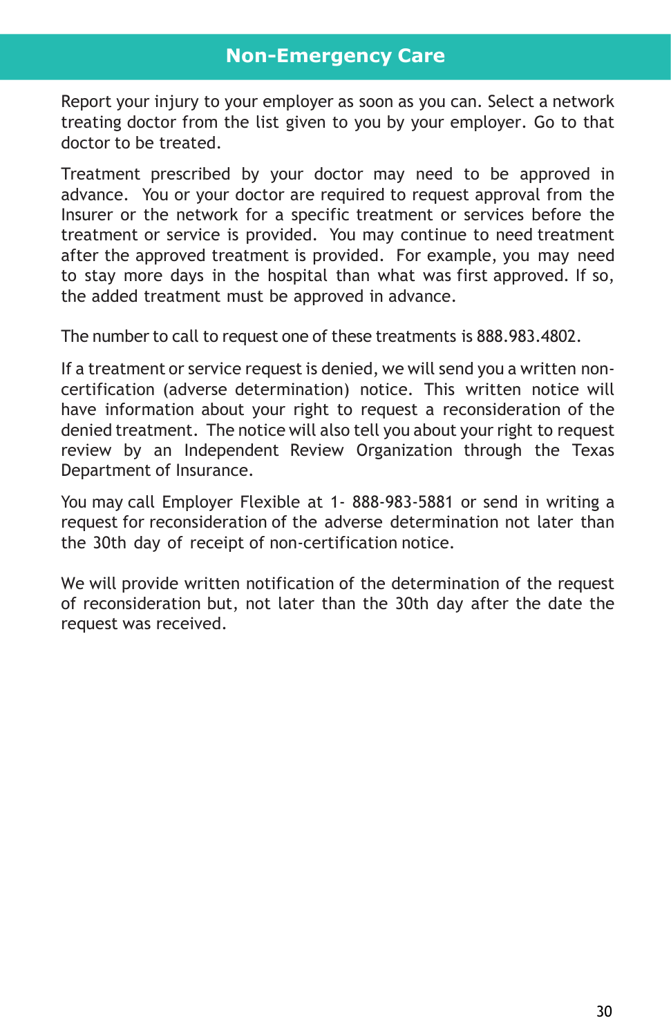## Non-Emergency Care

Report your injury to your employer as soon as you can. Select a network treating doctor from the list given to you by your employer. Go to that doctor to be treated.

Treatment prescribed by your doctor may need to be approved in advance. You or your doctor are required to request approval from the Insurer or the network for a specific treatment or services before the treatment or service is provided. You may continue to need treatment after the approved treatment is provided. For example, you may need to stay more days in the hospital than what was first approved. If so, the added treatment must be approved in advance.

The number to call to request one of these treatments is 888.983.4802.

If a treatment or service request is denied, we will send you a written non-certification (adverse determination) notice. This written notice will have information about your right to request a reconsideration of the denied treatment. The notice will also tell you about your right to request review by an Independent Review Organization through the Texas Department of Insurance.

You may call Employer Flexible at 1- 888-983-5881 or send in writing a request for reconsideration of the adverse determination not later than the 30th day of receipt of non-certification notice.

We will provide written notification of the determination of the request of reconsideration but, not later than the 30th day after the date the request was received.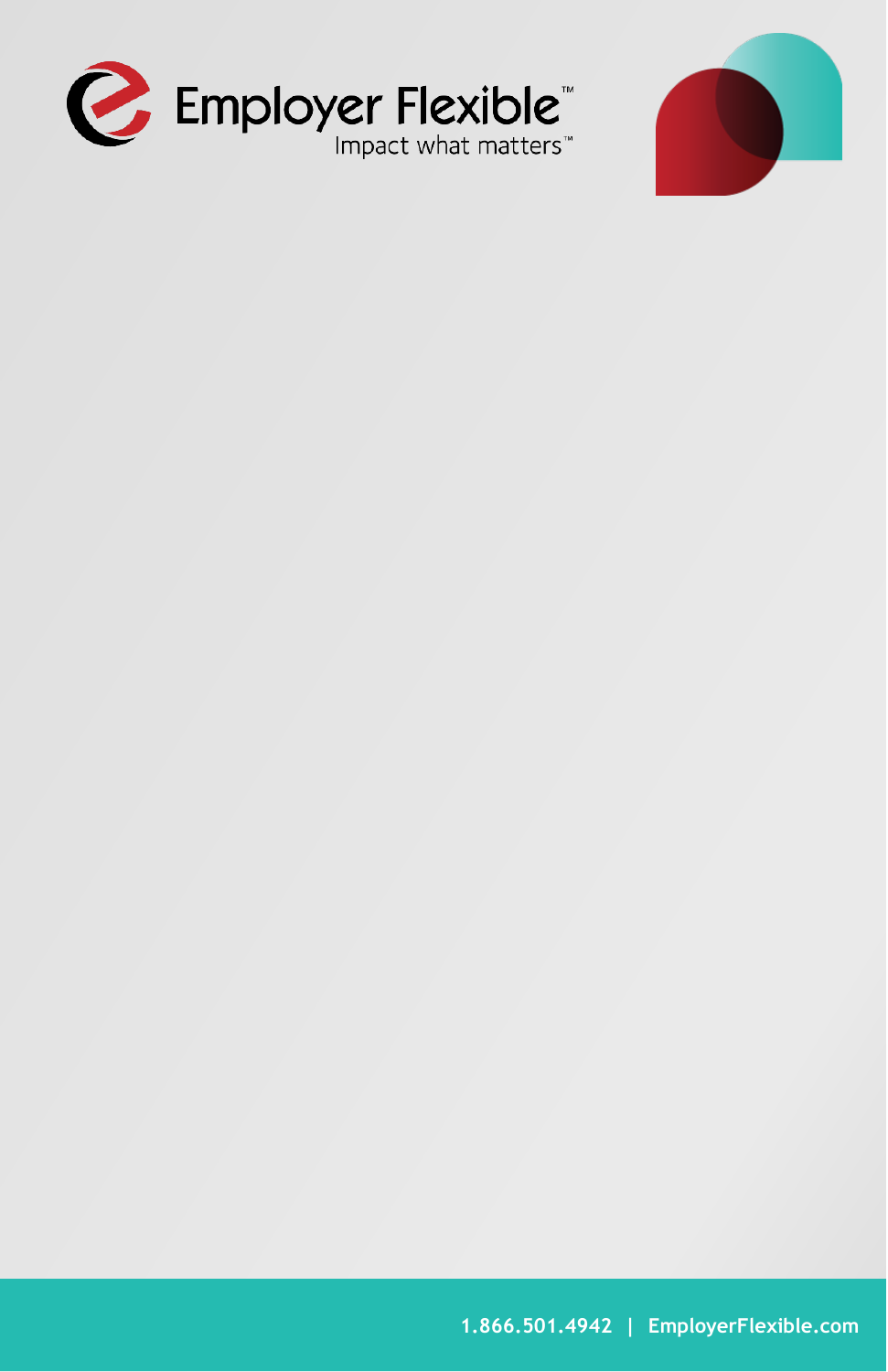Employer Flexible™

Impact what matters™

1.866.501.4942 | EmployerFlexible.com